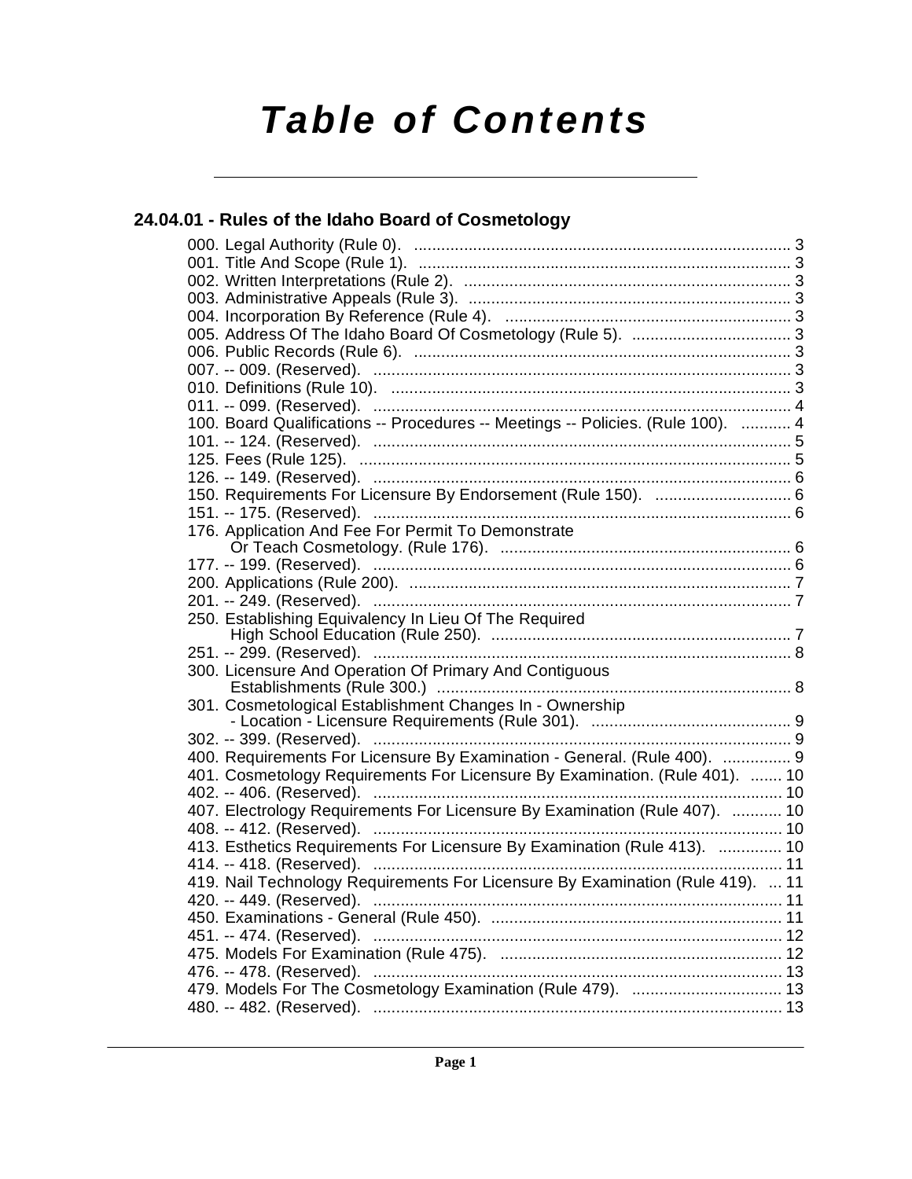# Table of Contents

## 24.04.01 - Rules of the Idaho Board of Cosmetology

000. Legal Authority (Rule 0). ..... 3
001. Title And Scope (Rule 1). ..... 3
002. Written Interpretations (Rule 2). ..... 3
003. Administrative Appeals (Rule 3). ..... 3
004. Incorporation By Reference (Rule 4). ..... 3
005. Address Of The Idaho Board Of Cosmetology (Rule 5). ..... 3
006. Public Records (Rule 6). ..... 3
007. -- 009. (Reserved). ..... 3
010. Definitions (Rule 10). ..... 3
011. -- 099. (Reserved). ..... 4
100. Board Qualifications -- Procedures -- Meetings -- Policies. (Rule 100). ..... 4
101. -- 124. (Reserved). ..... 5
125. Fees (Rule 125). ..... 5
126. -- 149. (Reserved). ..... 6
150. Requirements For Licensure By Endorsement (Rule 150). ..... 6
151. -- 175. (Reserved). ..... 6
176. Application And Fee For Permit To Demonstrate Or Teach Cosmetology. (Rule 176). ..... 6
177. -- 199. (Reserved). ..... 6
200. Applications (Rule 200). ..... 7
201. -- 249. (Reserved). ..... 7
250. Establishing Equivalency In Lieu Of The Required High School Education (Rule 250). ..... 7
251. -- 299. (Reserved). ..... 8
300. Licensure And Operation Of Primary And Contiguous Establishments (Rule 300.) ..... 8
301. Cosmetological Establishment Changes In - Ownership - Location - Licensure Requirements (Rule 301). ..... 9
302. -- 399. (Reserved). ..... 9
400. Requirements For Licensure By Examination - General. (Rule 400). ..... 9
401. Cosmetology Requirements For Licensure By Examination. (Rule 401). ..... 10
402. -- 406. (Reserved). ..... 10
407. Electrology Requirements For Licensure By Examination (Rule 407). ..... 10
408. -- 412. (Reserved). ..... 10
413. Esthetics Requirements For Licensure By Examination (Rule 413). ..... 10
414. -- 418. (Reserved). ..... 11
419. Nail Technology Requirements For Licensure By Examination (Rule 419). ..... 11
420. -- 449. (Reserved). ..... 11
450. Examinations - General (Rule 450). ..... 11
451. -- 474. (Reserved). ..... 12
475. Models For Examination (Rule 475). ..... 12
476. -- 478. (Reserved). ..... 13
479. Models For The Cosmetology Examination (Rule 479). ..... 13
480. -- 482. (Reserved). ..... 13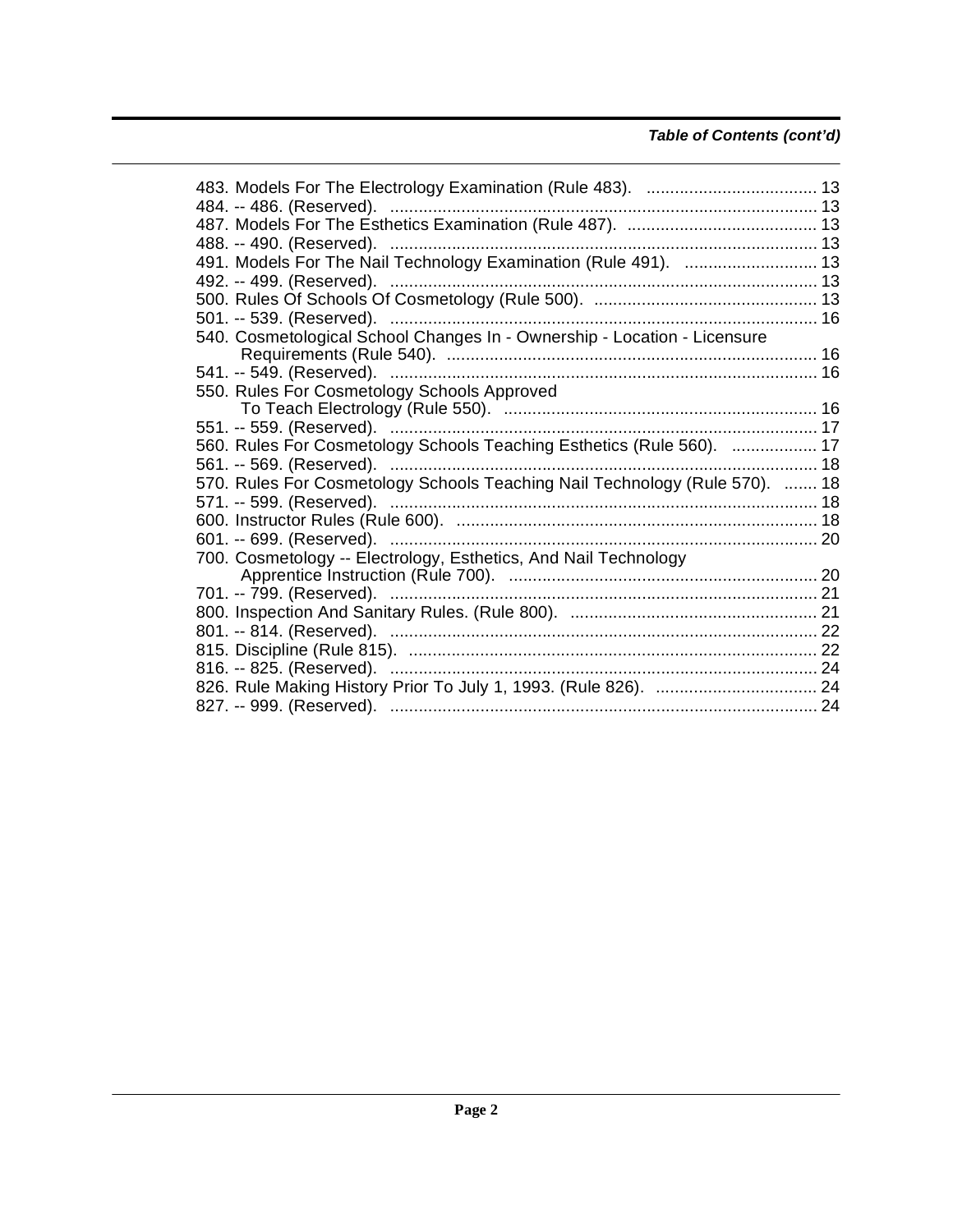*Table of Contents (cont'd)*

483. Models For The Electrology Examination (Rule 483). .................................... 13
484. -- 486. (Reserved). .......................................................................................... 13
487. Models For The Esthetics Examination (Rule 487). ........................................ 13
488. -- 490. (Reserved). .......................................................................................... 13
491. Models For The Nail Technology Examination (Rule 491). ............................ 13
492. -- 499. (Reserved). .......................................................................................... 13
500. Rules Of Schools Of Cosmetology (Rule 500). ............................................... 13
501. -- 539. (Reserved). .......................................................................................... 16
540. Cosmetological School Changes In - Ownership - Location - Licensure Requirements (Rule 540). .............................................................................. 16
541. -- 549. (Reserved). .......................................................................................... 16
550. Rules For Cosmetology Schools Approved To Teach Electrology (Rule 550). .................................................................. 16
551. -- 559. (Reserved). .......................................................................................... 17
560. Rules For Cosmetology Schools Teaching Esthetics (Rule 560). .................. 17
561. -- 569. (Reserved). .......................................................................................... 18
570. Rules For Cosmetology Schools Teaching Nail Technology (Rule 570). ....... 18
571. -- 599. (Reserved). .......................................................................................... 18
600. Instructor Rules (Rule 600). ............................................................................ 18
601. -- 699. (Reserved). .......................................................................................... 20
700. Cosmetology -- Electrology, Esthetics, And Nail Technology Apprentice Instruction (Rule 700). ................................................................. 20
701. -- 799. (Reserved). .......................................................................................... 21
800. Inspection And Sanitary Rules. (Rule 800). .................................................... 21
801. -- 814. (Reserved). .......................................................................................... 22
815. Discipline (Rule 815). ...................................................................................... 22
816. -- 825. (Reserved). .......................................................................................... 24
826. Rule Making History Prior To July 1, 1993. (Rule 826). .................................. 24
827. -- 999. (Reserved). .......................................................................................... 24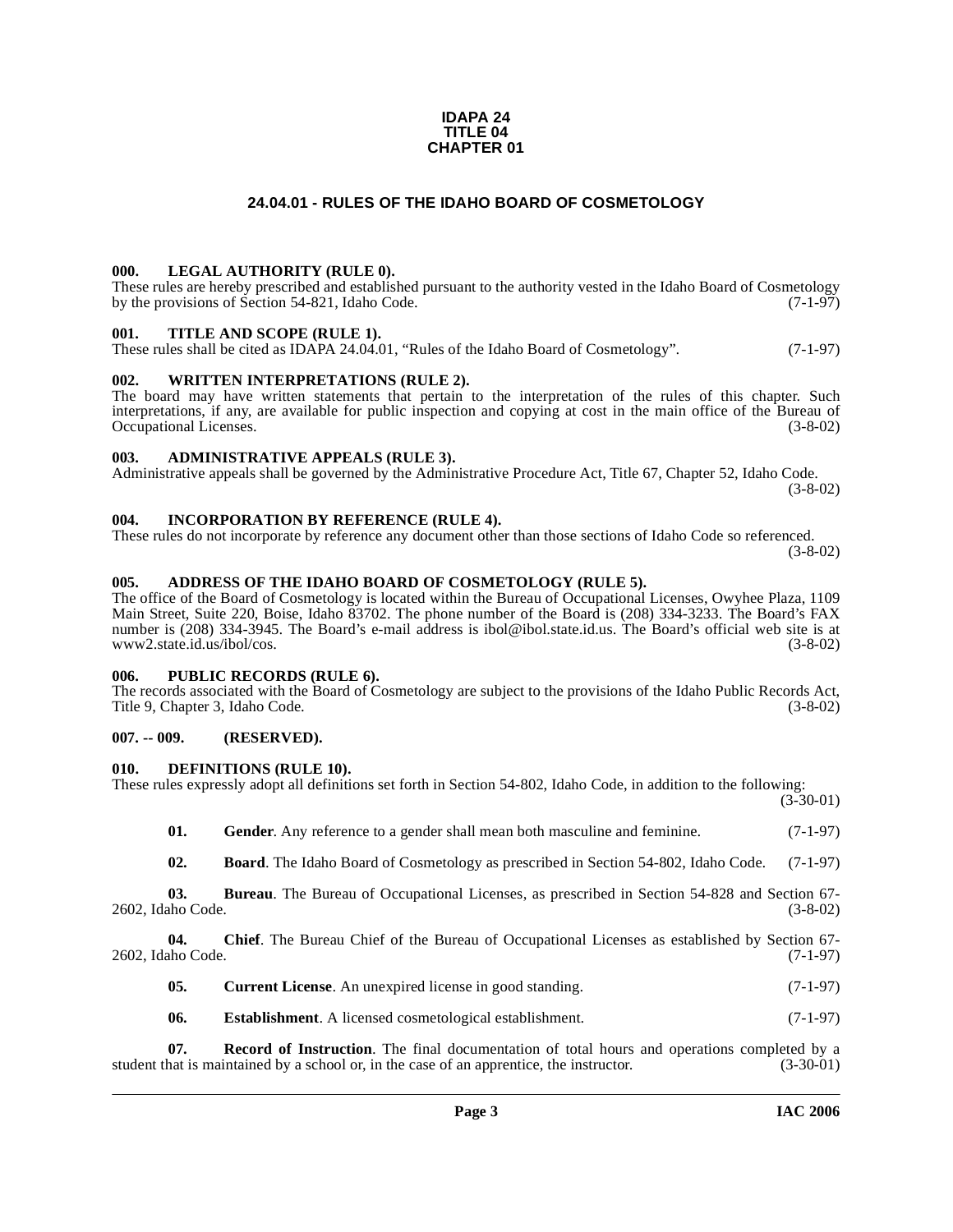**IDAPA 24**
**TITLE 04**
**CHAPTER 01**

# 24.04.01 - RULES OF THE IDAHO BOARD OF COSMETOLOGY

### 000. LEGAL AUTHORITY (RULE 0).

These rules are hereby prescribed and established pursuant to the authority vested in the Idaho Board of Cosmetology by the provisions of Section 54-821, Idaho Code. (7-1-97)

### 001. TITLE AND SCOPE (RULE 1).

These rules shall be cited as IDAPA 24.04.01, "Rules of the Idaho Board of Cosmetology". (7-1-97)

### 002. WRITTEN INTERPRETATIONS (RULE 2).

The board may have written statements that pertain to the interpretation of the rules of this chapter. Such interpretations, if any, are available for public inspection and copying at cost in the main office of the Bureau of Occupational Licenses. (3-8-02)

### 003. ADMINISTRATIVE APPEALS (RULE 3).

Administrative appeals shall be governed by the Administrative Procedure Act, Title 67, Chapter 52, Idaho Code. (3-8-02)

### 004. INCORPORATION BY REFERENCE (RULE 4).

These rules do not incorporate by reference any document other than those sections of Idaho Code so referenced. (3-8-02)

### 005. ADDRESS OF THE IDAHO BOARD OF COSMETOLOGY (RULE 5).

The office of the Board of Cosmetology is located within the Bureau of Occupational Licenses, Owyhee Plaza, 1109 Main Street, Suite 220, Boise, Idaho 83702. The phone number of the Board is (208) 334-3233. The Board's FAX number is (208) 334-3945. The Board's e-mail address is ibol@ibol.state.id.us. The Board's official web site is at www2.state.id.us/ibol/cos. (3-8-02)

### 006. PUBLIC RECORDS (RULE 6).

The records associated with the Board of Cosmetology are subject to the provisions of the Idaho Public Records Act, Title 9, Chapter 3, Idaho Code. (3-8-02)

### 007. -- 009. (RESERVED).

### 010. DEFINITIONS (RULE 10).

These rules expressly adopt all definitions set forth in Section 54-802, Idaho Code, in addition to the following: (3-30-01)

**01. Gender**. Any reference to a gender shall mean both masculine and feminine. (7-1-97)

**02. Board**. The Idaho Board of Cosmetology as prescribed in Section 54-802, Idaho Code. (7-1-97)

**03. Bureau**. The Bureau of Occupational Licenses, as prescribed in Section 54-828 and Section 67-2602, Idaho Code. (3-8-02)

**04. Chief**. The Bureau Chief of the Bureau of Occupational Licenses as established by Section 67-2602, Idaho Code. (7-1-97)

**05. Current License**. An unexpired license in good standing. (7-1-97)

**06. Establishment**. A licensed cosmetological establishment. (7-1-97)

**07. Record of Instruction**. The final documentation of total hours and operations completed by a student that is maintained by a school or, in the case of an apprentice, the instructor. (3-30-01)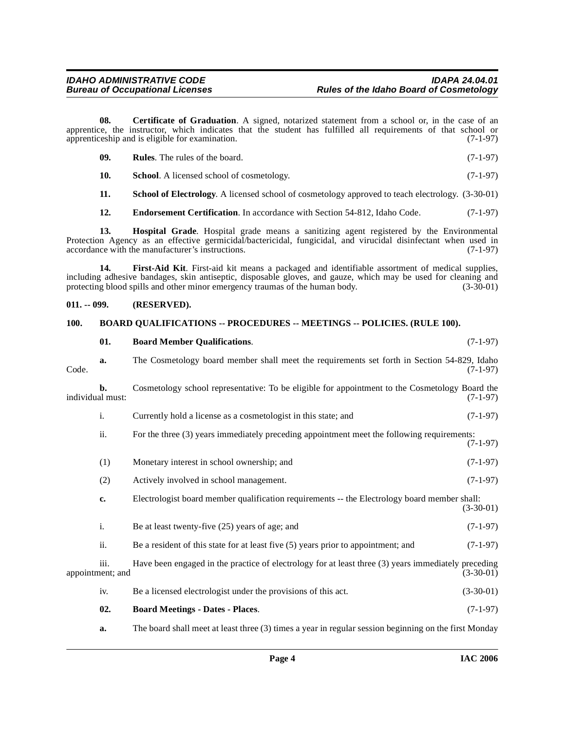**08. Certificate of Graduation**. A signed, notarized statement from a school or, in the case of an apprentice, the instructor, which indicates that the student has fulfilled all requirements of that school or apprenticeship and is eligible for examination. (7-1-97)

**09. Rules**. The rules of the board. (7-1-97)

**10. School**. A licensed school of cosmetology. (7-1-97)

**11. School of Electrology**. A licensed school of cosmetology approved to teach electrology. (3-30-01)

**12. Endorsement Certification**. In accordance with Section 54-812, Idaho Code. (7-1-97)

**13. Hospital Grade**. Hospital grade means a sanitizing agent registered by the Environmental Protection Agency as an effective germicidal/bactericidal, fungicidal, and virucidal disinfectant when used in accordance with the manufacturer's instructions. (7-1-97)

**14. First-Aid Kit**. First-aid kit means a packaged and identifiable assortment of medical supplies, including adhesive bandages, skin antiseptic, disposable gloves, and gauze, which may be used for cleaning and protecting blood spills and other minor emergency traumas of the human body. (3-30-01)

## 011. -- 099. (RESERVED).

## 100. BOARD QUALIFICATIONS -- PROCEDURES -- MEETINGS -- POLICIES. (RULE 100).

**01. Board Member Qualifications**. (7-1-97)

**a.** The Cosmetology board member shall meet the requirements set forth in Section 54-829, Idaho Code. (7-1-97)

**b.** Cosmetology school representative: To be eligible for appointment to the Cosmetology Board the individual must: (7-1-97)

i. Currently hold a license as a cosmetologist in this state; and (7-1-97)

ii. For the three (3) years immediately preceding appointment meet the following requirements: (7-1-97)

(1) Monetary interest in school ownership; and (7-1-97)

(2) Actively involved in school management. (7-1-97)

**c.** Electrologist board member qualification requirements -- the Electrology board member shall: (3-30-01)

i. Be at least twenty-five (25) years of age; and (7-1-97)

ii. Be a resident of this state for at least five (5) years prior to appointment; and (7-1-97)

iii. Have been engaged in the practice of electrology for at least three (3) years immediately preceding appointment; and (3-30-01)

iv. Be a licensed electrologist under the provisions of this act. (3-30-01)

**02. Board Meetings - Dates - Places**. (7-1-97)

**a.** The board shall meet at least three (3) times a year in regular session beginning on the first Monday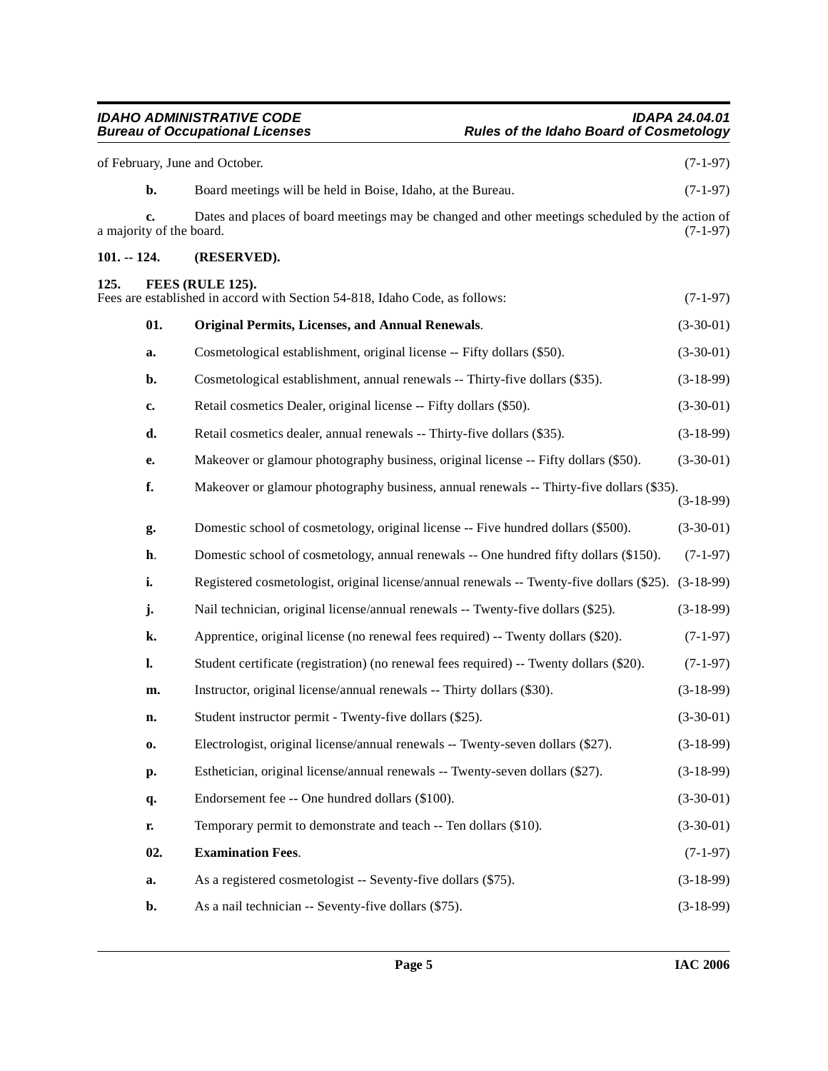of February, June and October. (7-1-97)

**b.** Board meetings will be held in Boise, Idaho, at the Bureau. (7-1-97)

**c.** Dates and places of board meetings may be changed and other meetings scheduled by the action of a majority of the board. (7-1-97)

**101. -- 124. (RESERVED).**

**125. FEES (RULE 125).**

Fees are established in accord with Section 54-818, Idaho Code, as follows: (7-1-97)

**01. Original Permits, Licenses, and Annual Renewals**. (3-30-01)

**a.** Cosmetological establishment, original license -- Fifty dollars ($50). (3-30-01)

**b.** Cosmetological establishment, annual renewals -- Thirty-five dollars ($35). (3-18-99)

**c.** Retail cosmetics Dealer, original license -- Fifty dollars ($50). (3-30-01)

**d.** Retail cosmetics dealer, annual renewals -- Thirty-five dollars ($35). (3-18-99)

**e.** Makeover or glamour photography business, original license -- Fifty dollars ($50). (3-30-01)

**f.** Makeover or glamour photography business, annual renewals -- Thirty-five dollars ($35). (3-18-99)

**g.** Domestic school of cosmetology, original license -- Five hundred dollars ($500). (3-30-01)

**h**. Domestic school of cosmetology, annual renewals -- One hundred fifty dollars ($150). (7-1-97)

**i.** Registered cosmetologist, original license/annual renewals -- Twenty-five dollars ($25). (3-18-99)

**j.** Nail technician, original license/annual renewals -- Twenty-five dollars ($25). (3-18-99)

**k.** Apprentice, original license (no renewal fees required) -- Twenty dollars ($20). (7-1-97)

**l.** Student certificate (registration) (no renewal fees required) -- Twenty dollars ($20). (7-1-97)

**m.** Instructor, original license/annual renewals -- Thirty dollars ($30). (3-18-99)

**n.** Student instructor permit - Twenty-five dollars ($25). (3-30-01)

**o.** Electrologist, original license/annual renewals -- Twenty-seven dollars ($27). (3-18-99)

**p.** Esthetician, original license/annual renewals -- Twenty-seven dollars ($27). (3-18-99)

**q.** Endorsement fee -- One hundred dollars ($100). (3-30-01)

**r.** Temporary permit to demonstrate and teach -- Ten dollars ($10). (3-30-01)

**02. Examination Fees**. (7-1-97)

**a.** As a registered cosmetologist -- Seventy-five dollars ($75). (3-18-99)

**b.** As a nail technician -- Seventy-five dollars ($75). (3-18-99)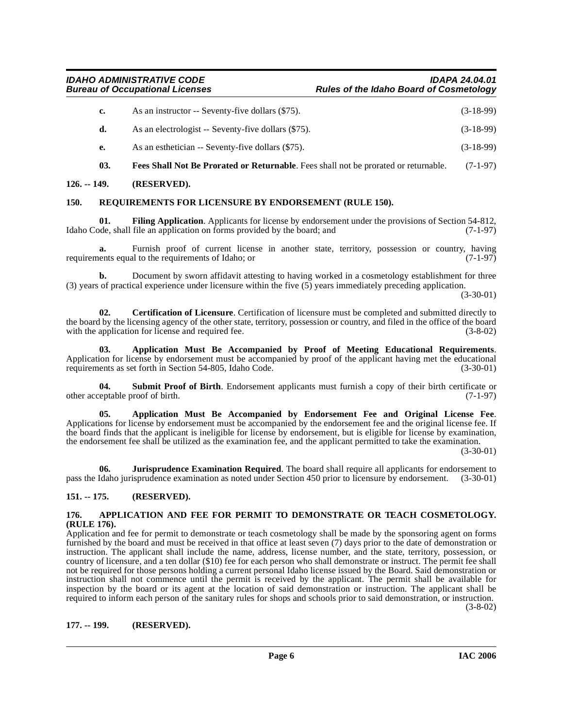**c.** As an instructor -- Seventy-five dollars ($75). (3-18-99)

**d.** As an electrologist -- Seventy-five dollars ($75). (3-18-99)

**e.** As an esthetician -- Seventy-five dollars ($75). (3-18-99)

**03. Fees Shall Not Be Prorated or Returnable**. Fees shall not be prorated or returnable. (7-1-97)

**126. -- 149. (RESERVED).**

**150. REQUIREMENTS FOR LICENSURE BY ENDORSEMENT (RULE 150).**

**01. Filing Application**. Applicants for license by endorsement under the provisions of Section 54-812, Idaho Code, shall file an application on forms provided by the board; and (7-1-97)

**a.** Furnish proof of current license in another state, territory, possession or country, having requirements equal to the requirements of Idaho; or (7-1-97)

**b.** Document by sworn affidavit attesting to having worked in a cosmetology establishment for three (3) years of practical experience under licensure within the five (5) years immediately preceding application. (3-30-01)

**02. Certification of Licensure**. Certification of licensure must be completed and submitted directly to the board by the licensing agency of the other state, territory, possession or country, and filed in the office of the board with the application for license and required fee. (3-8-02)

**03. Application Must Be Accompanied by Proof of Meeting Educational Requirements**. Application for license by endorsement must be accompanied by proof of the applicant having met the educational requirements as set forth in Section 54-805, Idaho Code. (3-30-01)

**04. Submit Proof of Birth**. Endorsement applicants must furnish a copy of their birth certificate or other acceptable proof of birth. (7-1-97)

**05. Application Must Be Accompanied by Endorsement Fee and Original License Fee**. Applications for license by endorsement must be accompanied by the endorsement fee and the original license fee. If the board finds that the applicant is ineligible for license by endorsement, but is eligible for license by examination, the endorsement fee shall be utilized as the examination fee, and the applicant permitted to take the examination. (3-30-01)

**06. Jurisprudence Examination Required**. The board shall require all applicants for endorsement to pass the Idaho jurisprudence examination as noted under Section 450 prior to licensure by endorsement. (3-30-01)

**151. -- 175. (RESERVED).**

**176. APPLICATION AND FEE FOR PERMIT TO DEMONSTRATE OR TEACH COSMETOLOGY. (RULE 176).**

Application and fee for permit to demonstrate or teach cosmetology shall be made by the sponsoring agent on forms furnished by the board and must be received in that office at least seven (7) days prior to the date of demonstration or instruction. The applicant shall include the name, address, license number, and the state, territory, possession, or country of licensure, and a ten dollar ($10) fee for each person who shall demonstrate or instruct. The permit fee shall not be required for those persons holding a current personal Idaho license issued by the Board. Said demonstration or instruction shall not commence until the permit is received by the applicant. The permit shall be available for inspection by the board or its agent at the location of said demonstration or instruction. The applicant shall be required to inform each person of the sanitary rules for shops and schools prior to said demonstration, or instruction. (3-8-02)

**177. -- 199. (RESERVED).**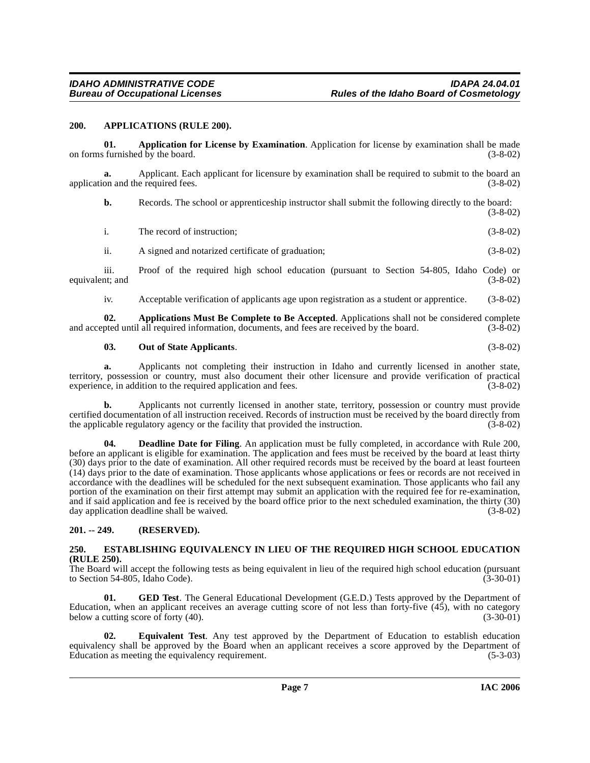## 200. APPLICATIONS (RULE 200).

**01. Application for License by Examination**. Application for license by examination shall be made on forms furnished by the board. (3-8-02)

**a.** Applicant. Each applicant for licensure by examination shall be required to submit to the board an application and the required fees. (3-8-02)

**b.** Records. The school or apprenticeship instructor shall submit the following directly to the board: (3-8-02)

i. The record of instruction; (3-8-02)

ii. A signed and notarized certificate of graduation; (3-8-02)

iii. Proof of the required high school education (pursuant to Section 54-805, Idaho Code) or equivalent; and (3-8-02)

iv. Acceptable verification of applicants age upon registration as a student or apprentice. (3-8-02)

**02. Applications Must Be Complete to Be Accepted**. Applications shall not be considered complete and accepted until all required information, documents, and fees are received by the board. (3-8-02)

**03. Out of State Applicants**. (3-8-02)

**a.** Applicants not completing their instruction in Idaho and currently licensed in another state, territory, possession or country, must also document their other licensure and provide verification of practical experience, in addition to the required application and fees. (3-8-02)

**b.** Applicants not currently licensed in another state, territory, possession or country must provide certified documentation of all instruction received. Records of instruction must be received by the board directly from the applicable regulatory agency or the facility that provided the instruction. (3-8-02)

**04. Deadline Date for Filing**. An application must be fully completed, in accordance with Rule 200, before an applicant is eligible for examination. The application and fees must be received by the board at least thirty (30) days prior to the date of examination. All other required records must be received by the board at least fourteen (14) days prior to the date of examination. Those applicants whose applications or fees or records are not received in accordance with the deadlines will be scheduled for the next subsequent examination. Those applicants who fail any portion of the examination on their first attempt may submit an application with the required fee for re-examination, and if said application and fee is received by the board office prior to the next scheduled examination, the thirty (30) day application deadline shall be waived. (3-8-02)

## 201. -- 249. (RESERVED).

## 250. ESTABLISHING EQUIVALENCY IN LIEU OF THE REQUIRED HIGH SCHOOL EDUCATION (RULE 250).

The Board will accept the following tests as being equivalent in lieu of the required high school education (pursuant to Section 54-805, Idaho Code). (3-30-01)

**01. GED Test**. The General Educational Development (G.E.D.) Tests approved by the Department of Education, when an applicant receives an average cutting score of not less than forty-five (45), with no category below a cutting score of forty (40). (3-30-01)

**02. Equivalent Test**. Any test approved by the Department of Education to establish education equivalency shall be approved by the Board when an applicant receives a score approved by the Department of Education as meeting the equivalency requirement. (5-3-03)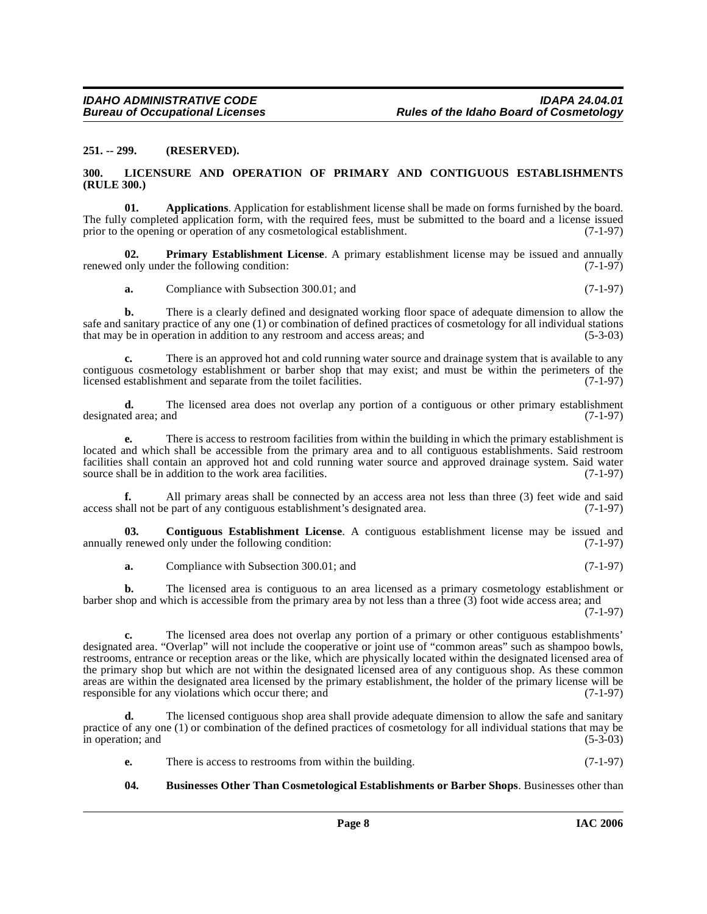**251. -- 299. (RESERVED).**

**300. LICENSURE AND OPERATION OF PRIMARY AND CONTIGUOUS ESTABLISHMENTS (RULE 300.)**

**01. Applications**. Application for establishment license shall be made on forms furnished by the board. The fully completed application form, with the required fees, must be submitted to the board and a license issued prior to the opening or operation of any cosmetological establishment. (7-1-97)

**02. Primary Establishment License**. A primary establishment license may be issued and annually renewed only under the following condition: (7-1-97)

**a.** Compliance with Subsection 300.01; and (7-1-97)

**b.** There is a clearly defined and designated working floor space of adequate dimension to allow the safe and sanitary practice of any one (1) or combination of defined practices of cosmetology for all individual stations that may be in operation in addition to any restroom and access areas; and (5-3-03)

**c.** There is an approved hot and cold running water source and drainage system that is available to any contiguous cosmetology establishment or barber shop that may exist; and must be within the perimeters of the licensed establishment and separate from the toilet facilities. (7-1-97)

**d.** The licensed area does not overlap any portion of a contiguous or other primary establishment designated area; and (7-1-97)

**e.** There is access to restroom facilities from within the building in which the primary establishment is located and which shall be accessible from the primary area and to all contiguous establishments. Said restroom facilities shall contain an approved hot and cold running water source and approved drainage system. Said water source shall be in addition to the work area facilities. (7-1-97)

**f.** All primary areas shall be connected by an access area not less than three (3) feet wide and said access shall not be part of any contiguous establishment's designated area. (7-1-97)

**03. Contiguous Establishment License**. A contiguous establishment license may be issued and annually renewed only under the following condition: (7-1-97)

**a.** Compliance with Subsection 300.01; and (7-1-97)

**b.** The licensed area is contiguous to an area licensed as a primary cosmetology establishment or barber shop and which is accessible from the primary area by not less than a three (3) foot wide access area; and (7-1-97)

**c.** The licensed area does not overlap any portion of a primary or other contiguous establishments' designated area. "Overlap" will not include the cooperative or joint use of "common areas" such as shampoo bowls, restrooms, entrance or reception areas or the like, which are physically located within the designated licensed area of the primary shop but which are not within the designated licensed area of any contiguous shop. As these common areas are within the designated area licensed by the primary establishment, the holder of the primary license will be responsible for any violations which occur there; and (7-1-97)

**d.** The licensed contiguous shop area shall provide adequate dimension to allow the safe and sanitary practice of any one (1) or combination of the defined practices of cosmetology for all individual stations that may be in operation; and (5-3-03)

**e.** There is access to restrooms from within the building. (7-1-97)

**04. Businesses Other Than Cosmetological Establishments or Barber Shops**. Businesses other than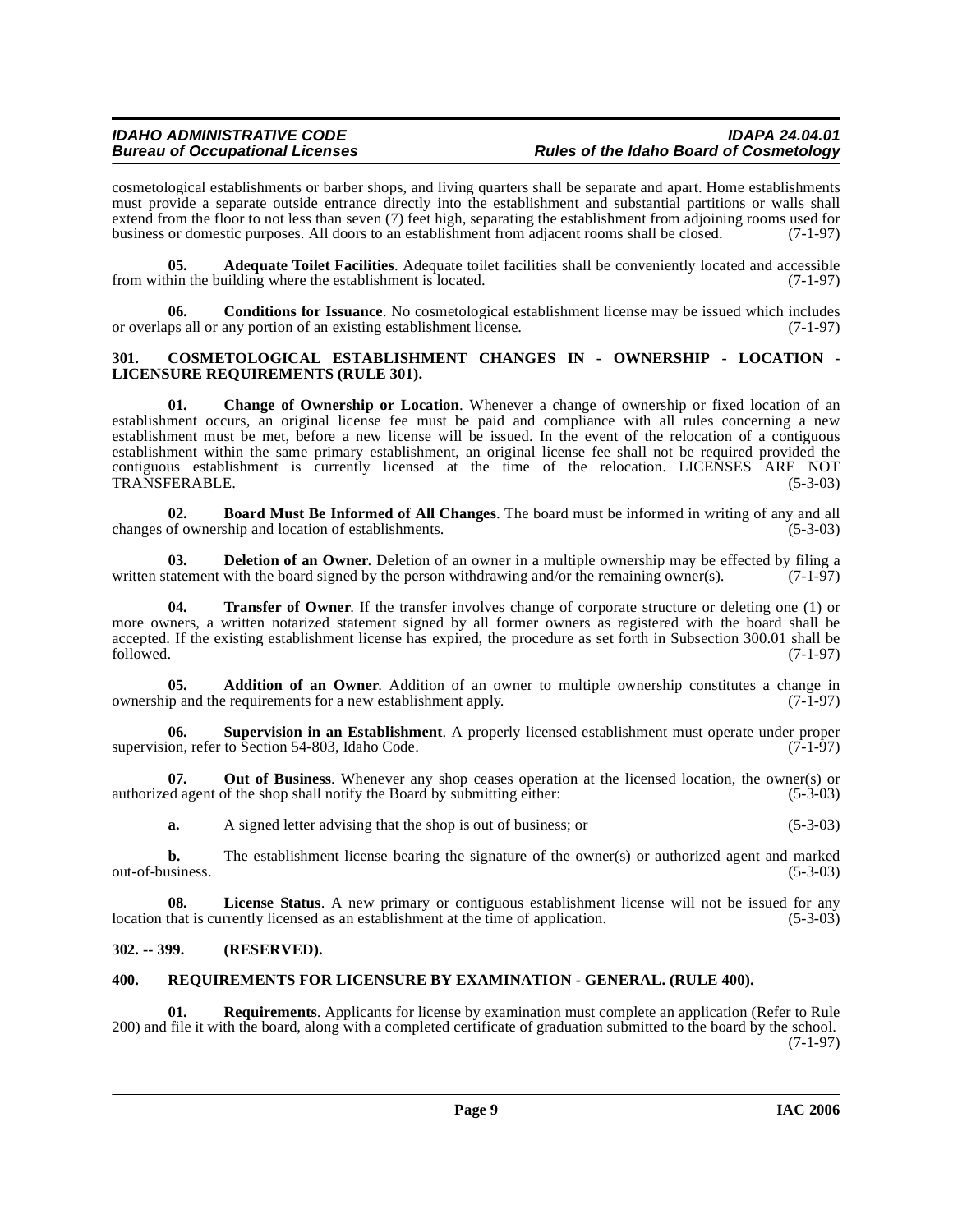cosmetological establishments or barber shops, and living quarters shall be separate and apart. Home establishments must provide a separate outside entrance directly into the establishment and substantial partitions or walls shall extend from the floor to not less than seven (7) feet high, separating the establishment from adjoining rooms used for business or domestic purposes. All doors to an establishment from adjacent rooms shall be closed. (7-1-97)

**05. Adequate Toilet Facilities**. Adequate toilet facilities shall be conveniently located and accessible from within the building where the establishment is located. (7-1-97)

**06. Conditions for Issuance**. No cosmetological establishment license may be issued which includes or overlaps all or any portion of an existing establishment license. (7-1-97)

## 301. COSMETOLOGICAL ESTABLISHMENT CHANGES IN - OWNERSHIP - LOCATION - LICENSURE REQUIREMENTS (RULE 301).

**01. Change of Ownership or Location**. Whenever a change of ownership or fixed location of an establishment occurs, an original license fee must be paid and compliance with all rules concerning a new establishment must be met, before a new license will be issued. In the event of the relocation of a contiguous establishment within the same primary establishment, an original license fee shall not be required provided the contiguous establishment is currently licensed at the time of the relocation. LICENSES ARE NOT TRANSFERABLE. (5-3-03)

**02. Board Must Be Informed of All Changes**. The board must be informed in writing of any and all changes of ownership and location of establishments. (5-3-03)

**03. Deletion of an Owner**. Deletion of an owner in a multiple ownership may be effected by filing a written statement with the board signed by the person withdrawing and/or the remaining owner(s). (7-1-97)

**04. Transfer of Owner**. If the transfer involves change of corporate structure or deleting one (1) or more owners, a written notarized statement signed by all former owners as registered with the board shall be accepted. If the existing establishment license has expired, the procedure as set forth in Subsection 300.01 shall be followed. (7-1-97)

**05. Addition of an Owner**. Addition of an owner to multiple ownership constitutes a change in ownership and the requirements for a new establishment apply. (7-1-97)

**06. Supervision in an Establishment**. A properly licensed establishment must operate under proper supervision, refer to Section 54-803, Idaho Code. (7-1-97)

**07. Out of Business**. Whenever any shop ceases operation at the licensed location, the owner(s) or authorized agent of the shop shall notify the Board by submitting either: (5-3-03)

**a.** A signed letter advising that the shop is out of business; or (5-3-03)

**b.** The establishment license bearing the signature of the owner(s) or authorized agent and marked out-of-business. (5-3-03)

**08. License Status**. A new primary or contiguous establishment license will not be issued for any location that is currently licensed as an establishment at the time of application. (5-3-03)

## 302. -- 399. (RESERVED).

## 400. REQUIREMENTS FOR LICENSURE BY EXAMINATION - GENERAL. (RULE 400).

**01. Requirements**. Applicants for license by examination must complete an application (Refer to Rule 200) and file it with the board, along with a completed certificate of graduation submitted to the board by the school. (7-1-97)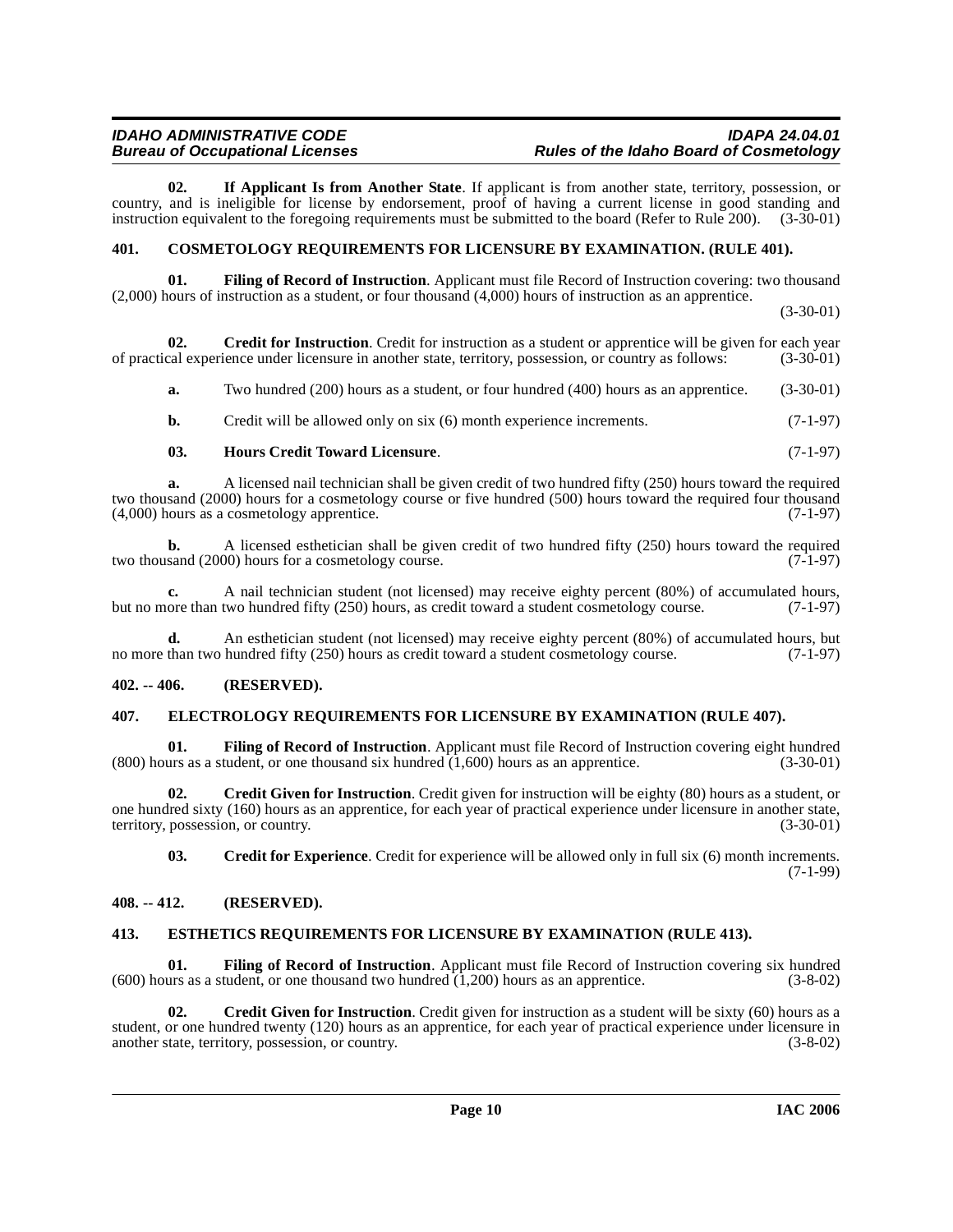**02. If Applicant Is from Another State**. If applicant is from another state, territory, possession, or country, and is ineligible for license by endorsement, proof of having a current license in good standing and instruction equivalent to the foregoing requirements must be submitted to the board (Refer to Rule 200). (3-30-01)

## 401. COSMETOLOGY REQUIREMENTS FOR LICENSURE BY EXAMINATION. (RULE 401).

**01. Filing of Record of Instruction**. Applicant must file Record of Instruction covering: two thousand (2,000) hours of instruction as a student, or four thousand (4,000) hours of instruction as an apprentice. (3-30-01)

**02. Credit for Instruction**. Credit for instruction as a student or apprentice will be given for each year of practical experience under licensure in another state, territory, possession, or country as follows: (3-30-01)

**a.** Two hundred (200) hours as a student, or four hundred (400) hours as an apprentice. (3-30-01)

**b.** Credit will be allowed only on six (6) month experience increments. (7-1-97)

**03. Hours Credit Toward Licensure**. (7-1-97)

**a.** A licensed nail technician shall be given credit of two hundred fifty (250) hours toward the required two thousand (2000) hours for a cosmetology course or five hundred (500) hours toward the required four thousand (4,000) hours as a cosmetology apprentice. (7-1-97)

**b.** A licensed esthetician shall be given credit of two hundred fifty (250) hours toward the required two thousand (2000) hours for a cosmetology course. (7-1-97)

**c.** A nail technician student (not licensed) may receive eighty percent (80%) of accumulated hours, but no more than two hundred fifty (250) hours, as credit toward a student cosmetology course. (7-1-97)

**d.** An esthetician student (not licensed) may receive eighty percent (80%) of accumulated hours, but no more than two hundred fifty (250) hours as credit toward a student cosmetology course. (7-1-97)

## 402. -- 406. (RESERVED).

## 407. ELECTROLOGY REQUIREMENTS FOR LICENSURE BY EXAMINATION (RULE 407).

**01. Filing of Record of Instruction**. Applicant must file Record of Instruction covering eight hundred (800) hours as a student, or one thousand six hundred (1,600) hours as an apprentice. (3-30-01)

**02. Credit Given for Instruction**. Credit given for instruction will be eighty (80) hours as a student, or one hundred sixty (160) hours as an apprentice, for each year of practical experience under licensure in another state, territory, possession, or country. (3-30-01)

**03. Credit for Experience**. Credit for experience will be allowed only in full six (6) month increments. (7-1-99)

## 408. -- 412. (RESERVED).

## 413. ESTHETICS REQUIREMENTS FOR LICENSURE BY EXAMINATION (RULE 413).

**01. Filing of Record of Instruction**. Applicant must file Record of Instruction covering six hundred (600) hours as a student, or one thousand two hundred (1,200) hours as an apprentice. (3-8-02)

**02. Credit Given for Instruction**. Credit given for instruction as a student will be sixty (60) hours as a student, or one hundred twenty (120) hours as an apprentice, for each year of practical experience under licensure in another state, territory, possession, or country. (3-8-02)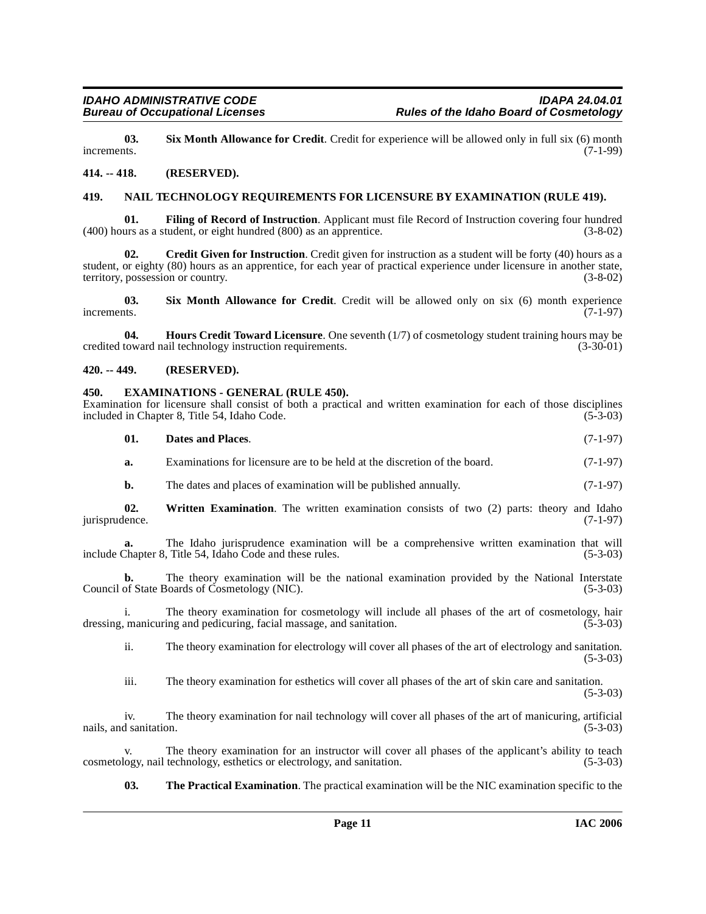**03. Six Month Allowance for Credit**. Credit for experience will be allowed only in full six (6) month increments. (7-1-99)

## 414. -- 418. (RESERVED).

## 419. NAIL TECHNOLOGY REQUIREMENTS FOR LICENSURE BY EXAMINATION (RULE 419).

**01. Filing of Record of Instruction**. Applicant must file Record of Instruction covering four hundred (400) hours as a student, or eight hundred (800) as an apprentice. (3-8-02)

**02. Credit Given for Instruction**. Credit given for instruction as a student will be forty (40) hours as a student, or eighty (80) hours as an apprentice, for each year of practical experience under licensure in another state, territory, possession or country. (3-8-02)

**03. Six Month Allowance for Credit**. Credit will be allowed only on six (6) month experience increments. (7-1-97)

**04. Hours Credit Toward Licensure**. One seventh (1/7) of cosmetology student training hours may be credited toward nail technology instruction requirements. (3-30-01)

## 420. -- 449. (RESERVED).

## 450. EXAMINATIONS - GENERAL (RULE 450).

Examination for licensure shall consist of both a practical and written examination for each of those disciplines included in Chapter 8, Title 54, Idaho Code. (5-3-03)

**01. Dates and Places**. (7-1-97)

**a.** Examinations for licensure are to be held at the discretion of the board. (7-1-97)

**b.** The dates and places of examination will be published annually. (7-1-97)

**02. Written Examination**. The written examination consists of two (2) parts: theory and Idaho jurisprudence. (7-1-97)

**a.** The Idaho jurisprudence examination will be a comprehensive written examination that will include Chapter 8, Title 54, Idaho Code and these rules. (5-3-03)

**b.** The theory examination will be the national examination provided by the National Interstate Council of State Boards of Cosmetology (NIC). (5-3-03)

i. The theory examination for cosmetology will include all phases of the art of cosmetology, hair dressing, manicuring and pedicuring, facial massage, and sanitation. (5-3-03)

ii. The theory examination for electrology will cover all phases of the art of electrology and sanitation. (5-3-03)

iii. The theory examination for esthetics will cover all phases of the art of skin care and sanitation. (5-3-03)

iv. The theory examination for nail technology will cover all phases of the art of manicuring, artificial nails, and sanitation. (5-3-03)

v. The theory examination for an instructor will cover all phases of the applicant's ability to teach cosmetology, nail technology, esthetics or electrology, and sanitation. (5-3-03)

**03. The Practical Examination**. The practical examination will be the NIC examination specific to the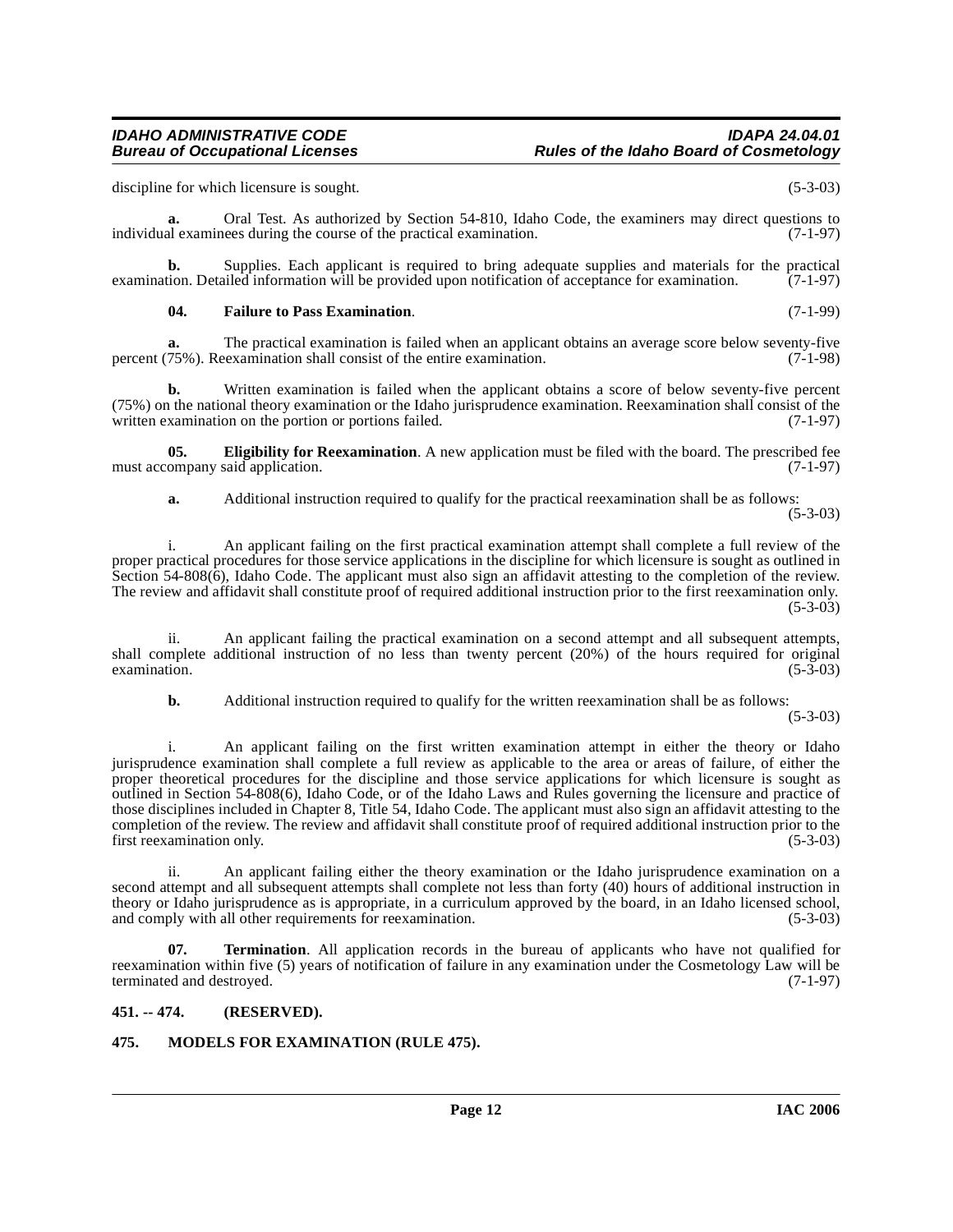discipline for which licensure is sought. (5-3-03)

**a.** Oral Test. As authorized by Section 54-810, Idaho Code, the examiners may direct questions to individual examinees during the course of the practical examination. (7-1-97)

**b.** Supplies. Each applicant is required to bring adequate supplies and materials for the practical examination. Detailed information will be provided upon notification of acceptance for examination. (7-1-97)

**04. Failure to Pass Examination**. (7-1-99)

**a.** The practical examination is failed when an applicant obtains an average score below seventy-five percent (75%). Reexamination shall consist of the entire examination. (7-1-98)

**b.** Written examination is failed when the applicant obtains a score of below seventy-five percent (75%) on the national theory examination or the Idaho jurisprudence examination. Reexamination shall consist of the written examination on the portion or portions failed. (7-1-97)

**05. Eligibility for Reexamination**. A new application must be filed with the board. The prescribed fee must accompany said application. (7-1-97)

**a.** Additional instruction required to qualify for the practical reexamination shall be as follows: (5-3-03)

i. An applicant failing on the first practical examination attempt shall complete a full review of the proper practical procedures for those service applications in the discipline for which licensure is sought as outlined in Section 54-808(6), Idaho Code. The applicant must also sign an affidavit attesting to the completion of the review. The review and affidavit shall constitute proof of required additional instruction prior to the first reexamination only. (5-3-03)

ii. An applicant failing the practical examination on a second attempt and all subsequent attempts, shall complete additional instruction of no less than twenty percent (20%) of the hours required for original examination. (5-3-03)

**b.** Additional instruction required to qualify for the written reexamination shall be as follows: (5-3-03)

i. An applicant failing on the first written examination attempt in either the theory or Idaho jurisprudence examination shall complete a full review as applicable to the area or areas of failure, of either the proper theoretical procedures for the discipline and those service applications for which licensure is sought as outlined in Section 54-808(6), Idaho Code, or of the Idaho Laws and Rules governing the licensure and practice of those disciplines included in Chapter 8, Title 54, Idaho Code. The applicant must also sign an affidavit attesting to the completion of the review. The review and affidavit shall constitute proof of required additional instruction prior to the first reexamination only. (5-3-03)

ii. An applicant failing either the theory examination or the Idaho jurisprudence examination on a second attempt and all subsequent attempts shall complete not less than forty (40) hours of additional instruction in theory or Idaho jurisprudence as is appropriate, in a curriculum approved by the board, in an Idaho licensed school, and comply with all other requirements for reexamination. (5-3-03)

**07. Termination**. All application records in the bureau of applicants who have not qualified for reexamination within five (5) years of notification of failure in any examination under the Cosmetology Law will be terminated and destroyed. (7-1-97)

### 451. -- 474. (RESERVED).

### 475. MODELS FOR EXAMINATION (RULE 475).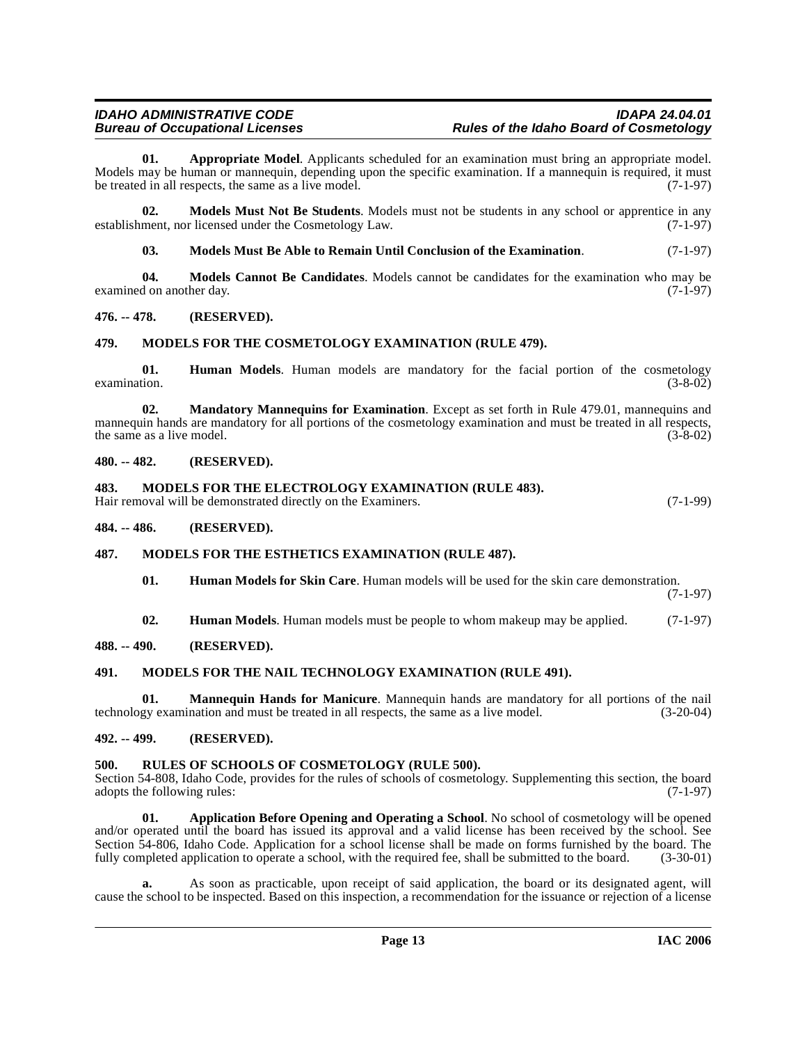**01. Appropriate Model**. Applicants scheduled for an examination must bring an appropriate model. Models may be human or mannequin, depending upon the specific examination. If a mannequin is required, it must be treated in all respects, the same as a live model. (7-1-97)

**02. Models Must Not Be Students**. Models must not be students in any school or apprentice in any establishment, nor licensed under the Cosmetology Law. (7-1-97)

**03. Models Must Be Able to Remain Until Conclusion of the Examination**. (7-1-97)

**04. Models Cannot Be Candidates**. Models cannot be candidates for the examination who may be examined on another day. (7-1-97)

**476. -- 478. (RESERVED).**

**479. MODELS FOR THE COSMETOLOGY EXAMINATION (RULE 479).**

**01. Human Models**. Human models are mandatory for the facial portion of the cosmetology examination. (3-8-02)

**02. Mandatory Mannequins for Examination**. Except as set forth in Rule 479.01, mannequins and mannequin hands are mandatory for all portions of the cosmetology examination and must be treated in all respects, the same as a live model. (3-8-02)

**480. -- 482. (RESERVED).**

**483. MODELS FOR THE ELECTROLOGY EXAMINATION (RULE 483).**

Hair removal will be demonstrated directly on the Examiners. (7-1-99)

**484. -- 486. (RESERVED).**

**487. MODELS FOR THE ESTHETICS EXAMINATION (RULE 487).**

**01. Human Models for Skin Care**. Human models will be used for the skin care demonstration. (7-1-97)

**02. Human Models**. Human models must be people to whom makeup may be applied. (7-1-97)

**488. -- 490. (RESERVED).**

**491. MODELS FOR THE NAIL TECHNOLOGY EXAMINATION (RULE 491).**

**01. Mannequin Hands for Manicure**. Mannequin hands are mandatory for all portions of the nail technology examination and must be treated in all respects, the same as a live model. (3-20-04)

**492. -- 499. (RESERVED).**

**500. RULES OF SCHOOLS OF COSMETOLOGY (RULE 500).**

Section 54-808, Idaho Code, provides for the rules of schools of cosmetology. Supplementing this section, the board adopts the following rules: (7-1-97)

**01. Application Before Opening and Operating a School**. No school of cosmetology will be opened and/or operated until the board has issued its approval and a valid license has been received by the school. See Section 54-806, Idaho Code. Application for a school license shall be made on forms furnished by the board. The fully completed application to operate a school, with the required fee, shall be submitted to the board. (3-30-01)

**a.** As soon as practicable, upon receipt of said application, the board or its designated agent, will cause the school to be inspected. Based on this inspection, a recommendation for the issuance or rejection of a license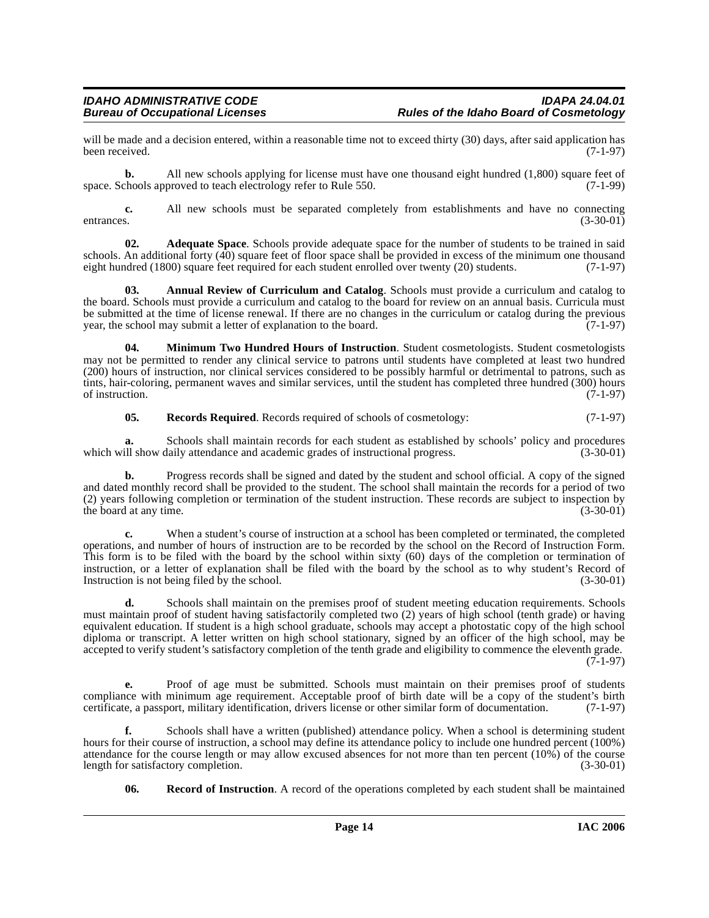will be made and a decision entered, within a reasonable time not to exceed thirty (30) days, after said application has been received. (7-1-97)

**b.** All new schools applying for license must have one thousand eight hundred (1,800) square feet of space. Schools approved to teach electrology refer to Rule 550. (7-1-99)

**c.** All new schools must be separated completely from establishments and have no connecting entrances. (3-30-01)

**02. Adequate Space**. Schools provide adequate space for the number of students to be trained in said schools. An additional forty (40) square feet of floor space shall be provided in excess of the minimum one thousand eight hundred (1800) square feet required for each student enrolled over twenty (20) students. (7-1-97)

**03. Annual Review of Curriculum and Catalog**. Schools must provide a curriculum and catalog to the board. Schools must provide a curriculum and catalog to the board for review on an annual basis. Curricula must be submitted at the time of license renewal. If there are no changes in the curriculum or catalog during the previous year, the school may submit a letter of explanation to the board. (7-1-97)

**04. Minimum Two Hundred Hours of Instruction**. Student cosmetologists. Student cosmetologists may not be permitted to render any clinical service to patrons until students have completed at least two hundred (200) hours of instruction, nor clinical services considered to be possibly harmful or detrimental to patrons, such as tints, hair-coloring, permanent waves and similar services, until the student has completed three hundred (300) hours of instruction. (7-1-97)

**05. Records Required**. Records required of schools of cosmetology: (7-1-97)

**a.** Schools shall maintain records for each student as established by schools' policy and procedures which will show daily attendance and academic grades of instructional progress. (3-30-01)

**b.** Progress records shall be signed and dated by the student and school official. A copy of the signed and dated monthly record shall be provided to the student. The school shall maintain the records for a period of two (2) years following completion or termination of the student instruction. These records are subject to inspection by the board at any time. (3-30-01)

**c.** When a student's course of instruction at a school has been completed or terminated, the completed operations, and number of hours of instruction are to be recorded by the school on the Record of Instruction Form. This form is to be filed with the board by the school within sixty (60) days of the completion or termination of instruction, or a letter of explanation shall be filed with the board by the school as to why student's Record of Instruction is not being filed by the school. (3-30-01)

**d.** Schools shall maintain on the premises proof of student meeting education requirements. Schools must maintain proof of student having satisfactorily completed two (2) years of high school (tenth grade) or having equivalent education. If student is a high school graduate, schools may accept a photostatic copy of the high school diploma or transcript. A letter written on high school stationary, signed by an officer of the high school, may be accepted to verify student's satisfactory completion of the tenth grade and eligibility to commence the eleventh grade. (7-1-97)

**e.** Proof of age must be submitted. Schools must maintain on their premises proof of students compliance with minimum age requirement. Acceptable proof of birth date will be a copy of the student's birth certificate, a passport, military identification, drivers license or other similar form of documentation. (7-1-97)

**f.** Schools shall have a written (published) attendance policy. When a school is determining student hours for their course of instruction, a school may define its attendance policy to include one hundred percent (100%) attendance for the course length or may allow excused absences for not more than ten percent (10%) of the course length for satisfactory completion. (3-30-01)

**06. Record of Instruction**. A record of the operations completed by each student shall be maintained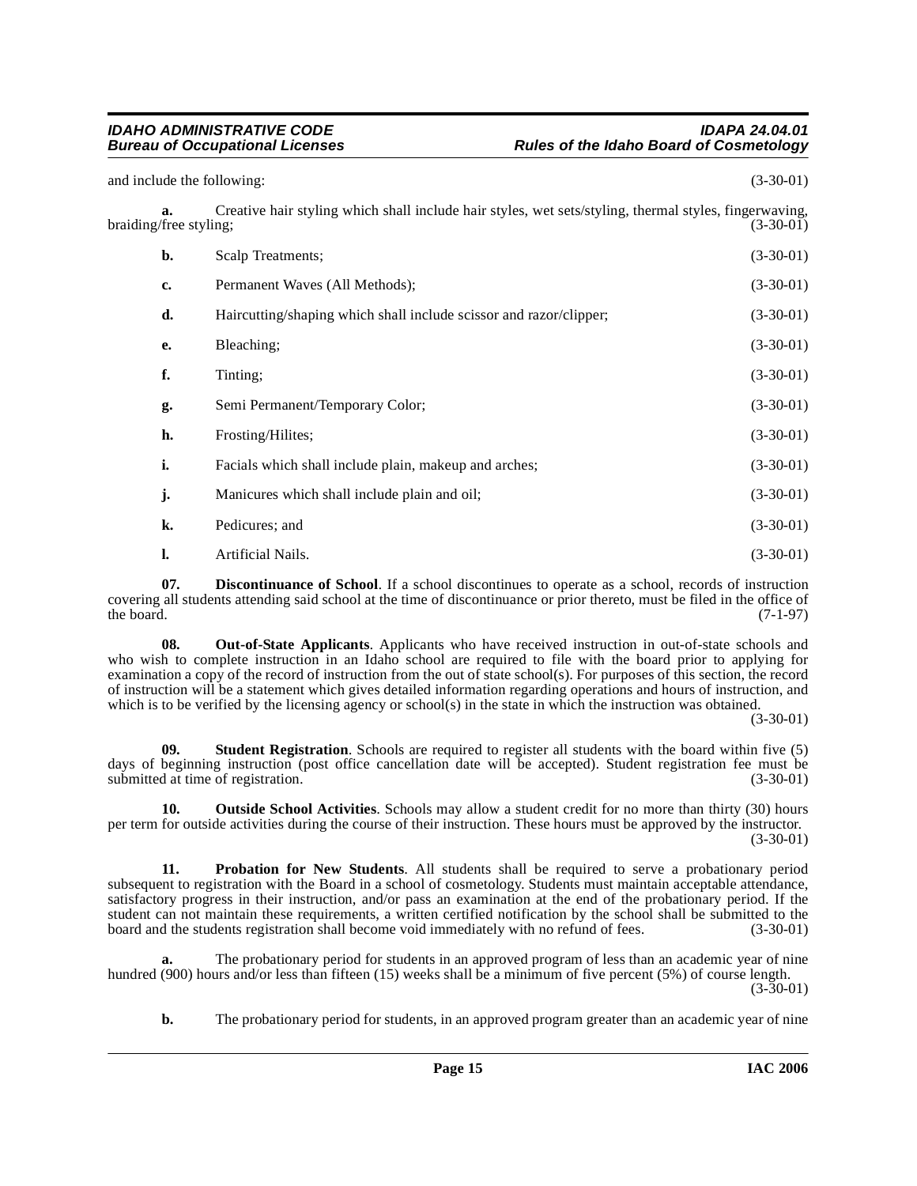and include the following: (3-30-01)

**a.** Creative hair styling which shall include hair styles, wet sets/styling, thermal styles, fingerwaving, braiding/free styling; (3-30-01)

**b.** Scalp Treatments; (3-30-01)

**c.** Permanent Waves (All Methods); (3-30-01)

**d.** Haircutting/shaping which shall include scissor and razor/clipper; (3-30-01)

**e.** Bleaching; (3-30-01)

**f.** Tinting; (3-30-01)

**g.** Semi Permanent/Temporary Color; (3-30-01)

**h.** Frosting/Hilites; (3-30-01)

**i.** Facials which shall include plain, makeup and arches; (3-30-01)

**j.** Manicures which shall include plain and oil; (3-30-01)

**k.** Pedicures; and (3-30-01)

**l.** Artificial Nails. (3-30-01)

**07. Discontinuance of School**. If a school discontinues to operate as a school, records of instruction covering all students attending said school at the time of discontinuance or prior thereto, must be filed in the office of the board. (7-1-97)

**08. Out-of-State Applicants**. Applicants who have received instruction in out-of-state schools and who wish to complete instruction in an Idaho school are required to file with the board prior to applying for examination a copy of the record of instruction from the out of state school(s). For purposes of this section, the record of instruction will be a statement which gives detailed information regarding operations and hours of instruction, and which is to be verified by the licensing agency or school(s) in the state in which the instruction was obtained. (3-30-01)

**09. Student Registration**. Schools are required to register all students with the board within five (5) days of beginning instruction (post office cancellation date will be accepted). Student registration fee must be submitted at time of registration. (3-30-01)

**10. Outside School Activities**. Schools may allow a student credit for no more than thirty (30) hours per term for outside activities during the course of their instruction. These hours must be approved by the instructor. (3-30-01)

**11. Probation for New Students**. All students shall be required to serve a probationary period subsequent to registration with the Board in a school of cosmetology. Students must maintain acceptable attendance, satisfactory progress in their instruction, and/or pass an examination at the end of the probationary period. If the student can not maintain these requirements, a written certified notification by the school shall be submitted to the board and the students registration shall become void immediately with no refund of fees. (3-30-01)

**a.** The probationary period for students in an approved program of less than an academic year of nine hundred (900) hours and/or less than fifteen (15) weeks shall be a minimum of five percent (5%) of course length. (3-30-01)

**b.** The probationary period for students, in an approved program greater than an academic year of nine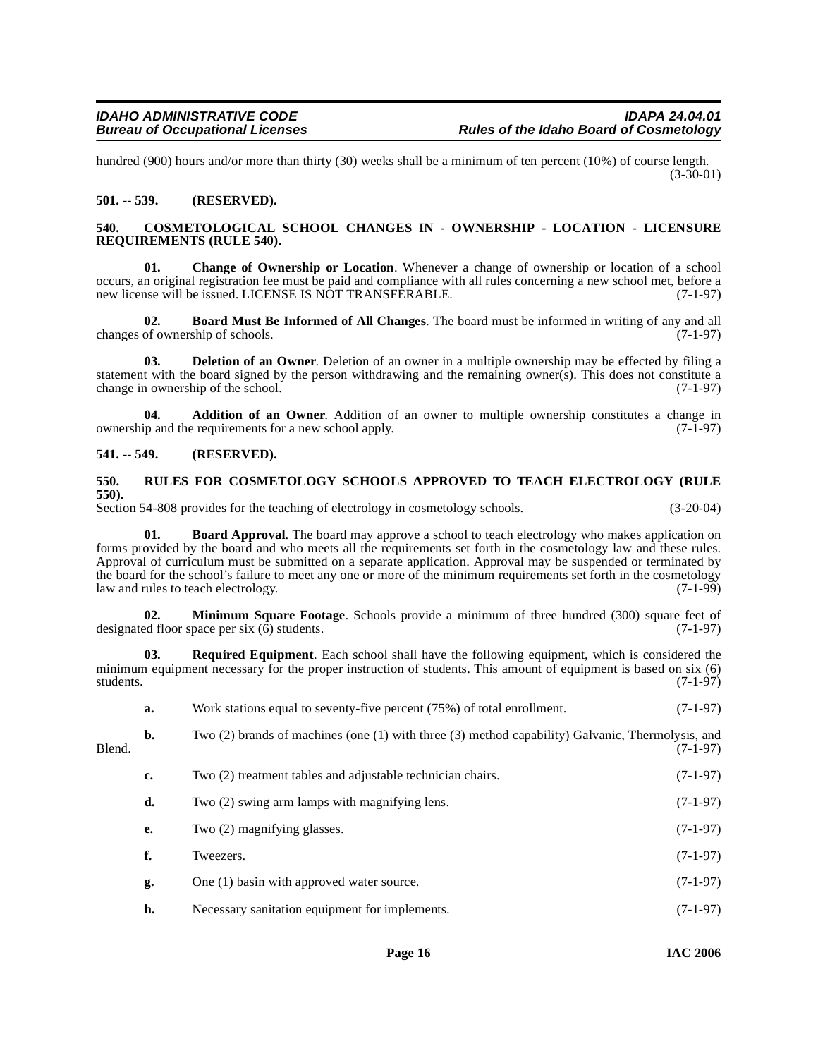hundred (900) hours and/or more than thirty (30) weeks shall be a minimum of ten percent (10%) of course length. (3-30-01)

**501. -- 539. (RESERVED).**

## 540. COSMETOLOGICAL SCHOOL CHANGES IN - OWNERSHIP - LOCATION - LICENSURE REQUIREMENTS (RULE 540).

**01. Change of Ownership or Location**. Whenever a change of ownership or location of a school occurs, an original registration fee must be paid and compliance with all rules concerning a new school met, before a new license will be issued. LICENSE IS NOT TRANSFERABLE. (7-1-97)

**02. Board Must Be Informed of All Changes**. The board must be informed in writing of any and all changes of ownership of schools. (7-1-97)

**03. Deletion of an Owner**. Deletion of an owner in a multiple ownership may be effected by filing a statement with the board signed by the person withdrawing and the remaining owner(s). This does not constitute a change in ownership of the school. (7-1-97)

**04. Addition of an Owner**. Addition of an owner to multiple ownership constitutes a change in ownership and the requirements for a new school apply. (7-1-97)

**541. -- 549. (RESERVED).**

## 550. RULES FOR COSMETOLOGY SCHOOLS APPROVED TO TEACH ELECTROLOGY (RULE 550).

Section 54-808 provides for the teaching of electrology in cosmetology schools. (3-20-04)

**01. Board Approval**. The board may approve a school to teach electrology who makes application on forms provided by the board and who meets all the requirements set forth in the cosmetology law and these rules. Approval of curriculum must be submitted on a separate application. Approval may be suspended or terminated by the board for the school's failure to meet any one or more of the minimum requirements set forth in the cosmetology law and rules to teach electrology. (7-1-99)

**02. Minimum Square Footage**. Schools provide a minimum of three hundred (300) square feet of designated floor space per six (6) students. (7-1-97)

**03. Required Equipment**. Each school shall have the following equipment, which is considered the minimum equipment necessary for the proper instruction of students. This amount of equipment is based on six (6) students. (7-1-97)

**a.** Work stations equal to seventy-five percent (75%) of total enrollment. (7-1-97)

**b.** Two (2) brands of machines (one (1) with three (3) method capability) Galvanic, Thermolysis, and Blend. (7-1-97)

**c.** Two (2) treatment tables and adjustable technician chairs. (7-1-97)

**d.** Two (2) swing arm lamps with magnifying lens. (7-1-97)

**e.** Two (2) magnifying glasses. (7-1-97)

**f.** Tweezers. (7-1-97)

**g.** One (1) basin with approved water source. (7-1-97)

**h.** Necessary sanitation equipment for implements. (7-1-97)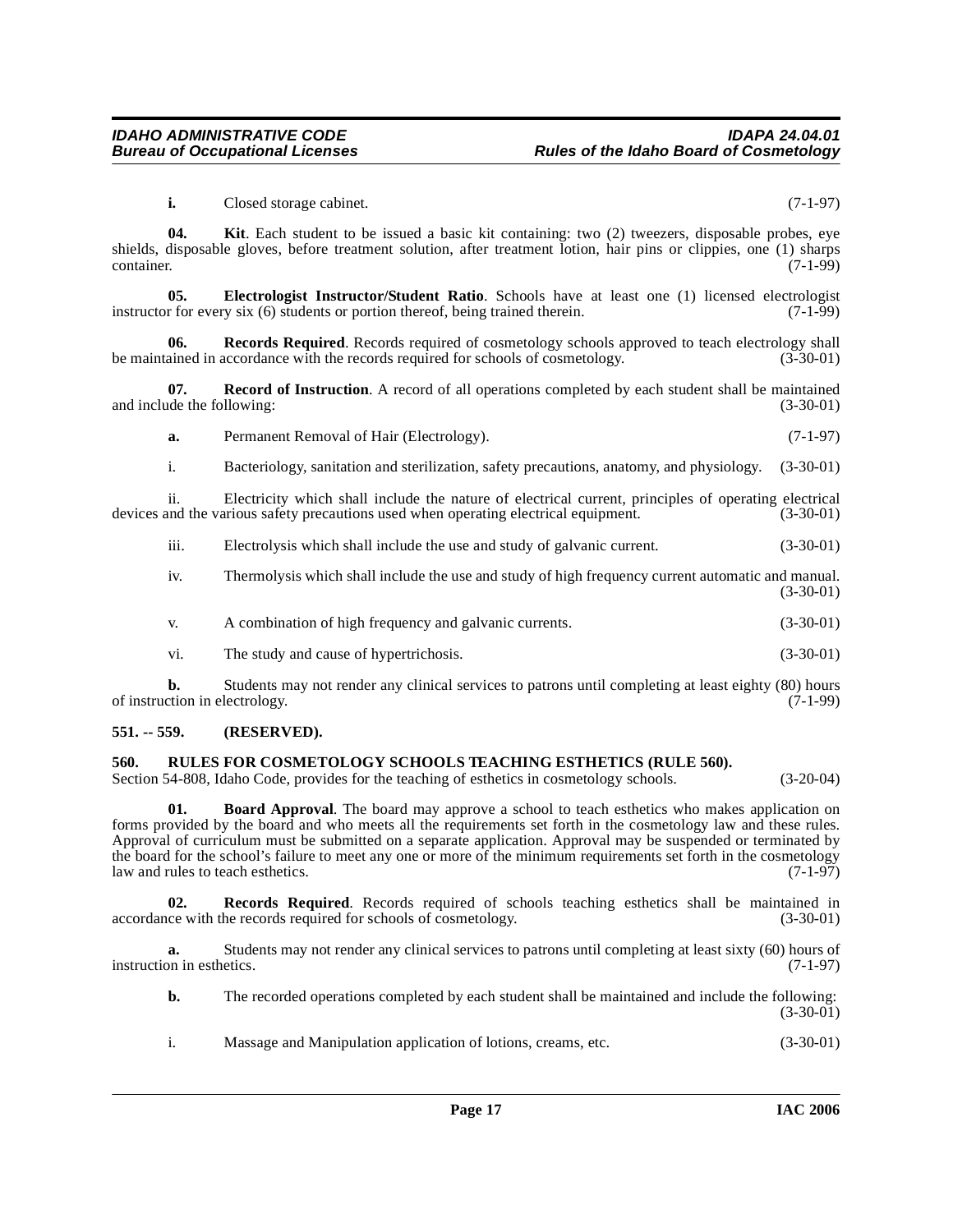**i.** Closed storage cabinet. (7-1-97)

**04. Kit**. Each student to be issued a basic kit containing: two (2) tweezers, disposable probes, eye shields, disposable gloves, before treatment solution, after treatment lotion, hair pins or clippies, one (1) sharps container. (7-1-99)

**05. Electrologist Instructor/Student Ratio**. Schools have at least one (1) licensed electrologist instructor for every six (6) students or portion thereof, being trained therein. (7-1-99)

**06. Records Required**. Records required of cosmetology schools approved to teach electrology shall be maintained in accordance with the records required for schools of cosmetology. (3-30-01)

**07. Record of Instruction**. A record of all operations completed by each student shall be maintained and include the following: (3-30-01)

**a.** Permanent Removal of Hair (Electrology). (7-1-97)

i. Bacteriology, sanitation and sterilization, safety precautions, anatomy, and physiology. (3-30-01)

ii. Electricity which shall include the nature of electrical current, principles of operating electrical devices and the various safety precautions used when operating electrical equipment. (3-30-01)

iii. Electrolysis which shall include the use and study of galvanic current. (3-30-01)

iv. Thermolysis which shall include the use and study of high frequency current automatic and manual. (3-30-01)

v. A combination of high frequency and galvanic currents. (3-30-01)

vi. The study and cause of hypertrichosis. (3-30-01)

**b.** Students may not render any clinical services to patrons until completing at least eighty (80) hours of instruction in electrology. (7-1-99)

### 551. -- 559. (RESERVED).

### 560. RULES FOR COSMETOLOGY SCHOOLS TEACHING ESTHETICS (RULE 560).

Section 54-808, Idaho Code, provides for the teaching of esthetics in cosmetology schools. (3-20-04)

**01. Board Approval**. The board may approve a school to teach esthetics who makes application on forms provided by the board and who meets all the requirements set forth in the cosmetology law and these rules. Approval of curriculum must be submitted on a separate application. Approval may be suspended or terminated by the board for the school's failure to meet any one or more of the minimum requirements set forth in the cosmetology law and rules to teach esthetics. (7-1-97)

**02. Records Required**. Records required of schools teaching esthetics shall be maintained in accordance with the records required for schools of cosmetology. (3-30-01)

**a.** Students may not render any clinical services to patrons until completing at least sixty (60) hours of instruction in esthetics. (7-1-97)

**b.** The recorded operations completed by each student shall be maintained and include the following: (3-30-01)

i. Massage and Manipulation application of lotions, creams, etc. (3-30-01)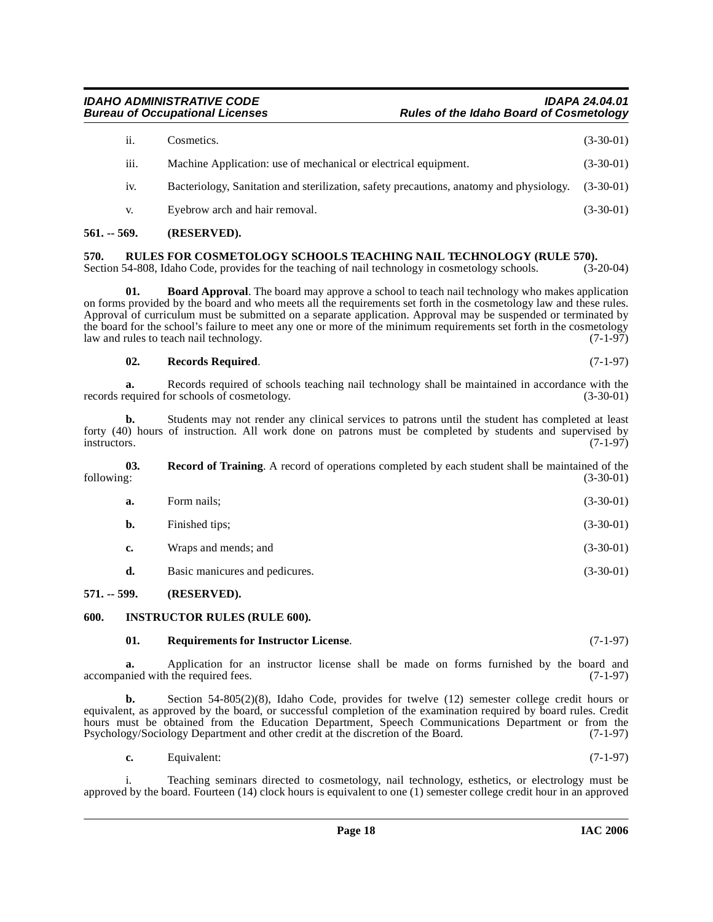ii. Cosmetics. (3-30-01)

iii. Machine Application: use of mechanical or electrical equipment. (3-30-01)

iv. Bacteriology, Sanitation and sterilization, safety precautions, anatomy and physiology. (3-30-01)

v. Eyebrow arch and hair removal. (3-30-01)

**561. -- 569. (RESERVED).**

**570. RULES FOR COSMETOLOGY SCHOOLS TEACHING NAIL TECHNOLOGY (RULE 570).**

Section 54-808, Idaho Code, provides for the teaching of nail technology in cosmetology schools. (3-20-04)

**01. Board Approval**. The board may approve a school to teach nail technology who makes application on forms provided by the board and who meets all the requirements set forth in the cosmetology law and these rules. Approval of curriculum must be submitted on a separate application. Approval may be suspended or terminated by the board for the school's failure to meet any one or more of the minimum requirements set forth in the cosmetology law and rules to teach nail technology. (7-1-97)

**02. Records Required**. (7-1-97)

**a.** Records required of schools teaching nail technology shall be maintained in accordance with the records required for schools of cosmetology. (3-30-01)

**b.** Students may not render any clinical services to patrons until the student has completed at least forty (40) hours of instruction. All work done on patrons must be completed by students and supervised by instructors. (7-1-97)

**03. Record of Training**. A record of operations completed by each student shall be maintained of the following: (3-30-01)

**a.** Form nails; (3-30-01)

**b.** Finished tips; (3-30-01)

**c.** Wraps and mends; and (3-30-01)

**d.** Basic manicures and pedicures. (3-30-01)

**571. -- 599. (RESERVED).**

**600. INSTRUCTOR RULES (RULE 600).**

**01. Requirements for Instructor License**. (7-1-97)

**a.** Application for an instructor license shall be made on forms furnished by the board and accompanied with the required fees. (7-1-97)

**b.** Section 54-805(2)(8), Idaho Code, provides for twelve (12) semester college credit hours or equivalent, as approved by the board, or successful completion of the examination required by board rules. Credit hours must be obtained from the Education Department, Speech Communications Department or from the Psychology/Sociology Department and other credit at the discretion of the Board. (7-1-97)

**c.** Equivalent: (7-1-97)

i. Teaching seminars directed to cosmetology, nail technology, esthetics, or electrology must be approved by the board. Fourteen (14) clock hours is equivalent to one (1) semester college credit hour in an approved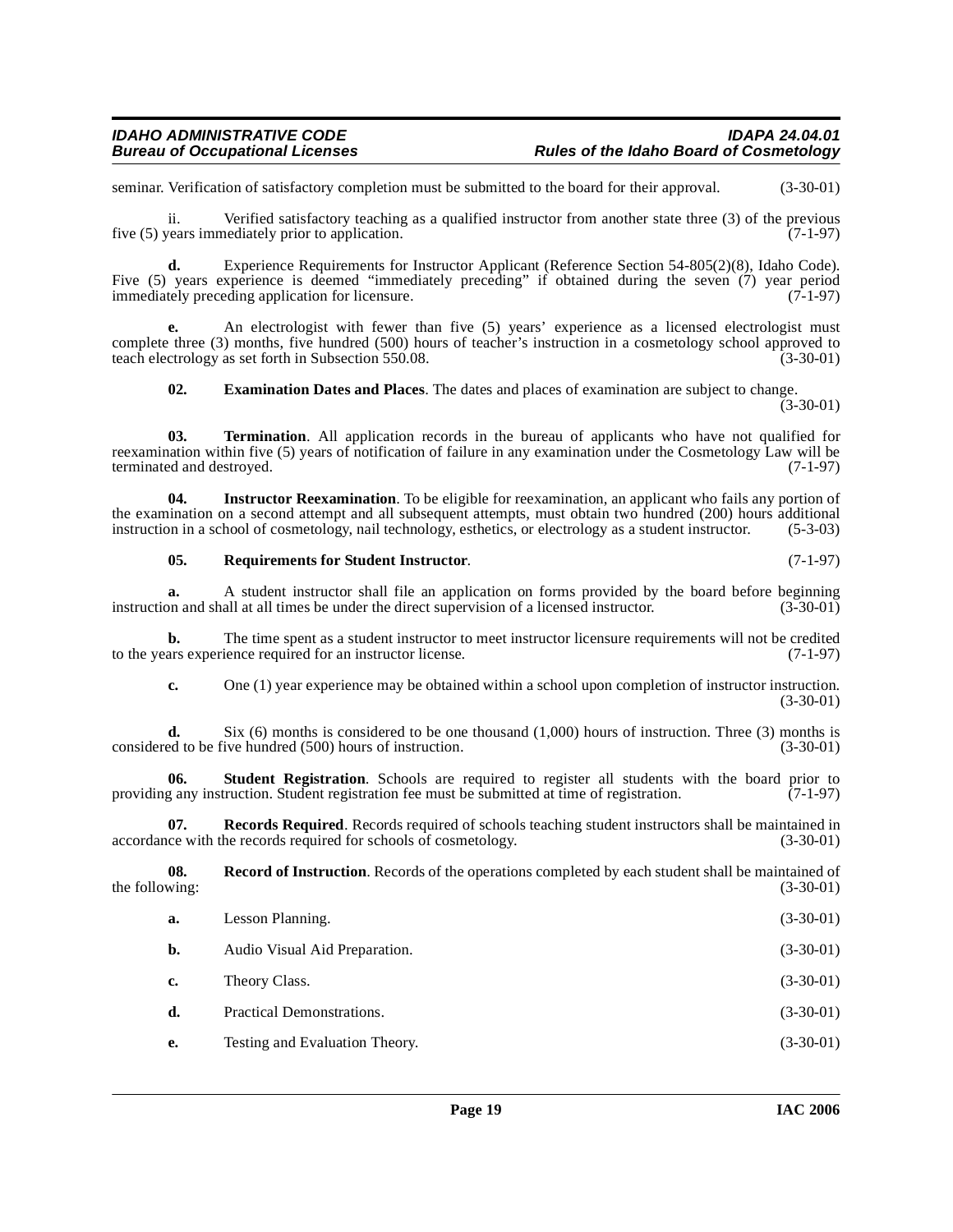seminar. Verification of satisfactory completion must be submitted to the board for their approval. (3-30-01)

ii. Verified satisfactory teaching as a qualified instructor from another state three (3) of the previous five (5) years immediately prior to application. (7-1-97)

**d.** Experience Requirements for Instructor Applicant (Reference Section 54-805(2)(8), Idaho Code). Five (5) years experience is deemed "immediately preceding" if obtained during the seven (7) year period immediately preceding application for licensure. (7-1-97)

**e.** An electrologist with fewer than five (5) years' experience as a licensed electrologist must complete three (3) months, five hundred (500) hours of teacher's instruction in a cosmetology school approved to teach electrology as set forth in Subsection 550.08. (3-30-01)

**02. Examination Dates and Places**. The dates and places of examination are subject to change. (3-30-01)

**03. Termination**. All application records in the bureau of applicants who have not qualified for reexamination within five (5) years of notification of failure in any examination under the Cosmetology Law will be terminated and destroyed. (7-1-97)

**04. Instructor Reexamination**. To be eligible for reexamination, an applicant who fails any portion of the examination on a second attempt and all subsequent attempts, must obtain two hundred (200) hours additional instruction in a school of cosmetology, nail technology, esthetics, or electrology as a student instructor. (5-3-03)

**05. Requirements for Student Instructor**. (7-1-97)

**a.** A student instructor shall file an application on forms provided by the board before beginning instruction and shall at all times be under the direct supervision of a licensed instructor. (3-30-01)

**b.** The time spent as a student instructor to meet instructor licensure requirements will not be credited to the years experience required for an instructor license. (7-1-97)

**c.** One (1) year experience may be obtained within a school upon completion of instructor instruction. (3-30-01)

**d.** Six (6) months is considered to be one thousand (1,000) hours of instruction. Three (3) months is considered to be five hundred (500) hours of instruction. (3-30-01)

**06. Student Registration**. Schools are required to register all students with the board prior to providing any instruction. Student registration fee must be submitted at time of registration. (7-1-97)

**07. Records Required**. Records required of schools teaching student instructors shall be maintained in accordance with the records required for schools of cosmetology. (3-30-01)

**08. Record of Instruction**. Records of the operations completed by each student shall be maintained of the following: (3-30-01)

**a.** Lesson Planning. (3-30-01)

**b.** Audio Visual Aid Preparation. (3-30-01)

**c.** Theory Class. (3-30-01)

**d.** Practical Demonstrations. (3-30-01)

**e.** Testing and Evaluation Theory. (3-30-01)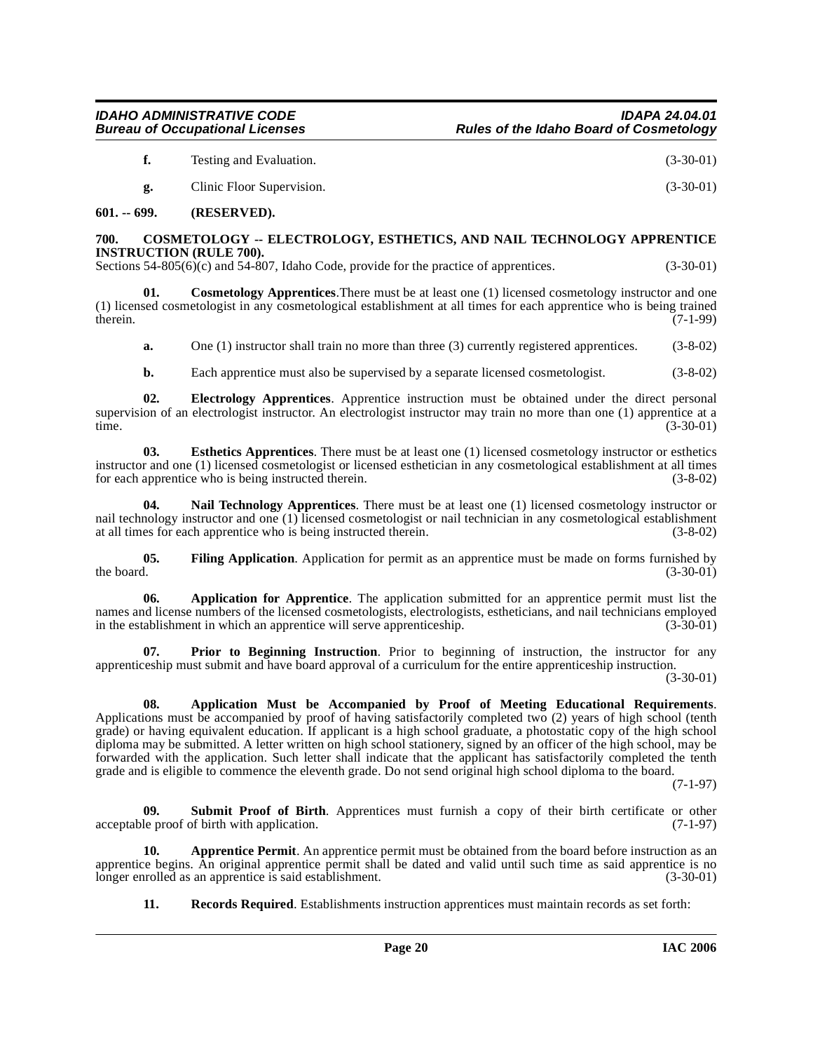**f.** Testing and Evaluation. (3-30-01)

**g.** Clinic Floor Supervision. (3-30-01)

**601. -- 699. (RESERVED).**

**700. COSMETOLOGY -- ELECTROLOGY, ESTHETICS, AND NAIL TECHNOLOGY APPRENTICE INSTRUCTION (RULE 700).**

Sections 54-805(6)(c) and 54-807, Idaho Code, provide for the practice of apprentices. (3-30-01)

**01. Cosmetology Apprentices**.There must be at least one (1) licensed cosmetology instructor and one (1) licensed cosmetologist in any cosmetological establishment at all times for each apprentice who is being trained therein. (7-1-99)

**a.** One (1) instructor shall train no more than three (3) currently registered apprentices. (3-8-02)

**b.** Each apprentice must also be supervised by a separate licensed cosmetologist. (3-8-02)

**02. Electrology Apprentices**. Apprentice instruction must be obtained under the direct personal supervision of an electrologist instructor. An electrologist instructor may train no more than one (1) apprentice at a time. (3-30-01)

**03. Esthetics Apprentices**. There must be at least one (1) licensed cosmetology instructor or esthetics instructor and one (1) licensed cosmetologist or licensed esthetician in any cosmetological establishment at all times for each apprentice who is being instructed therein. (3-8-02)

**04. Nail Technology Apprentices**. There must be at least one (1) licensed cosmetology instructor or nail technology instructor and one (1) licensed cosmetologist or nail technician in any cosmetological establishment at all times for each apprentice who is being instructed therein. (3-8-02)

**05. Filing Application**. Application for permit as an apprentice must be made on forms furnished by the board. (3-30-01)

**06. Application for Apprentice**. The application submitted for an apprentice permit must list the names and license numbers of the licensed cosmetologists, electrologists, estheticians, and nail technicians employed in the establishment in which an apprentice will serve apprenticeship. (3-30-01)

**07. Prior to Beginning Instruction**. Prior to beginning of instruction, the instructor for any apprenticeship must submit and have board approval of a curriculum for the entire apprenticeship instruction. (3-30-01)

**08. Application Must be Accompanied by Proof of Meeting Educational Requirements**. Applications must be accompanied by proof of having satisfactorily completed two (2) years of high school (tenth grade) or having equivalent education. If applicant is a high school graduate, a photostatic copy of the high school diploma may be submitted. A letter written on high school stationery, signed by an officer of the high school, may be forwarded with the application. Such letter shall indicate that the applicant has satisfactorily completed the tenth grade and is eligible to commence the eleventh grade. Do not send original high school diploma to the board. (7-1-97)

**09. Submit Proof of Birth**. Apprentices must furnish a copy of their birth certificate or other acceptable proof of birth with application. (7-1-97)

**10. Apprentice Permit**. An apprentice permit must be obtained from the board before instruction as an apprentice begins. An original apprentice permit shall be dated and valid until such time as said apprentice is no longer enrolled as an apprentice is said establishment. (3-30-01)

**11. Records Required**. Establishments instruction apprentices must maintain records as set forth: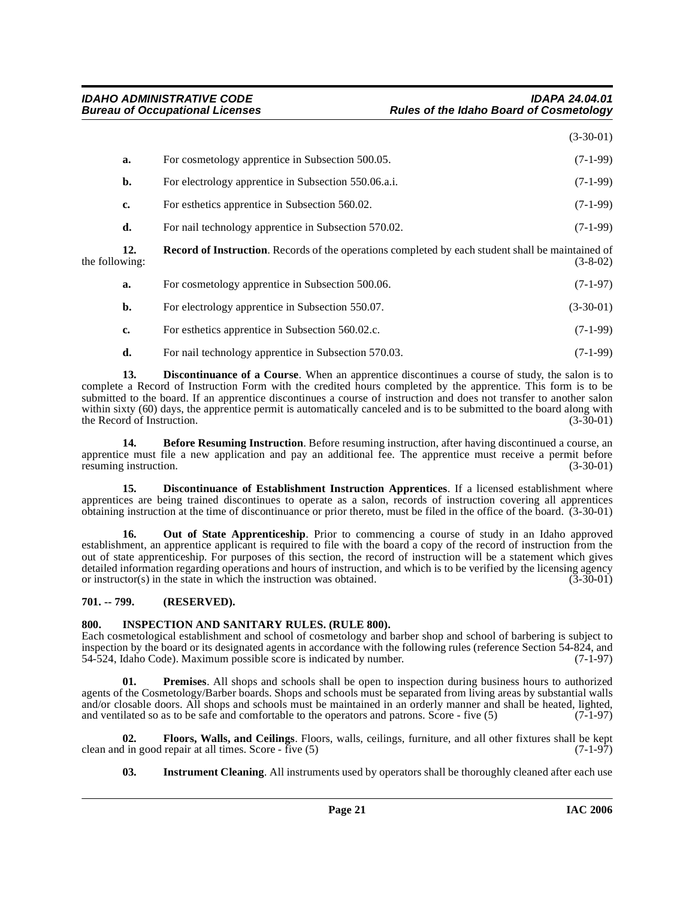(3-30-01)

**a.** For cosmetology apprentice in Subsection 500.05. (7-1-99)

**b.** For electrology apprentice in Subsection 550.06.a.i. (7-1-99)

**c.** For esthetics apprentice in Subsection 560.02. (7-1-99)

**d.** For nail technology apprentice in Subsection 570.02. (7-1-99)

**12. Record of Instruction**. Records of the operations completed by each student shall be maintained of the following: (3-8-02)

**a.** For cosmetology apprentice in Subsection 500.06. (7-1-97)

**b.** For electrology apprentice in Subsection 550.07. (3-30-01)

**c.** For esthetics apprentice in Subsection 560.02.c. (7-1-99)

**d.** For nail technology apprentice in Subsection 570.03. (7-1-99)

**13. Discontinuance of a Course**. When an apprentice discontinues a course of study, the salon is to complete a Record of Instruction Form with the credited hours completed by the apprentice. This form is to be submitted to the board. If an apprentice discontinues a course of instruction and does not transfer to another salon within sixty (60) days, the apprentice permit is automatically canceled and is to be submitted to the board along with the Record of Instruction. (3-30-01)

**14. Before Resuming Instruction**. Before resuming instruction, after having discontinued a course, an apprentice must file a new application and pay an additional fee. The apprentice must receive a permit before resuming instruction. (3-30-01)

**15. Discontinuance of Establishment Instruction Apprentices**. If a licensed establishment where apprentices are being trained discontinues to operate as a salon, records of instruction covering all apprentices obtaining instruction at the time of discontinuance or prior thereto, must be filed in the office of the board. (3-30-01)

**16. Out of State Apprenticeship**. Prior to commencing a course of study in an Idaho approved establishment, an apprentice applicant is required to file with the board a copy of the record of instruction from the out of state apprenticeship. For purposes of this section, the record of instruction will be a statement which gives detailed information regarding operations and hours of instruction, and which is to be verified by the licensing agency or instructor(s) in the state in which the instruction was obtained. (3-30-01)

### 701. -- 799. (RESERVED).

### 800. INSPECTION AND SANITARY RULES. (RULE 800).

Each cosmetological establishment and school of cosmetology and barber shop and school of barbering is subject to inspection by the board or its designated agents in accordance with the following rules (reference Section 54-824, and 54-524, Idaho Code). Maximum possible score is indicated by number. (7-1-97)

**01. Premises**. All shops and schools shall be open to inspection during business hours to authorized agents of the Cosmetology/Barber boards. Shops and schools must be separated from living areas by substantial walls and/or closable doors. All shops and schools must be maintained in an orderly manner and shall be heated, lighted, and ventilated so as to be safe and comfortable to the operators and patrons. Score - five (5) (7-1-97)

**02. Floors, Walls, and Ceilings**. Floors, walls, ceilings, furniture, and all other fixtures shall be kept clean and in good repair at all times. Score - five (5) (7-1-97)

**03. Instrument Cleaning**. All instruments used by operators shall be thoroughly cleaned after each use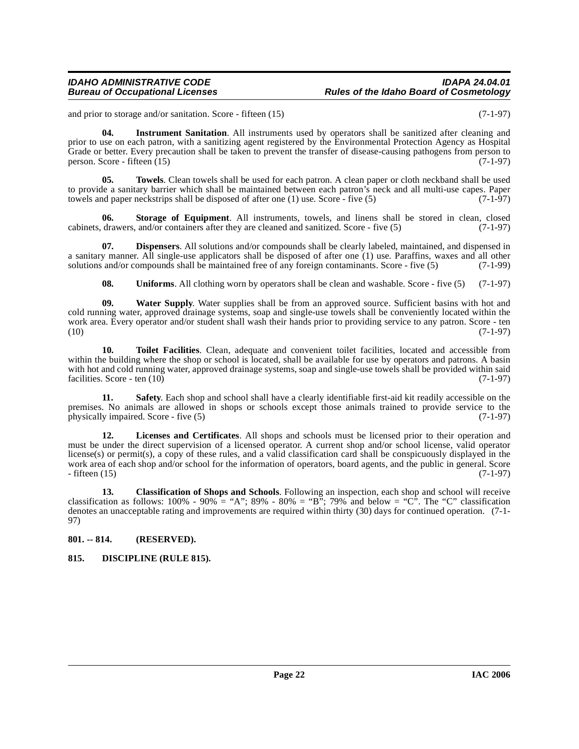and prior to storage and/or sanitation. Score - fifteen (15) (7-1-97)

**04. Instrument Sanitation**. All instruments used by operators shall be sanitized after cleaning and prior to use on each patron, with a sanitizing agent registered by the Environmental Protection Agency as Hospital Grade or better. Every precaution shall be taken to prevent the transfer of disease-causing pathogens from person to person. Score - fifteen (15) (7-1-97)

**05. Towels**. Clean towels shall be used for each patron. A clean paper or cloth neckband shall be used to provide a sanitary barrier which shall be maintained between each patron's neck and all multi-use capes. Paper towels and paper neckstrips shall be disposed of after one (1) use. Score - five (5) (7-1-97)

**06. Storage of Equipment**. All instruments, towels, and linens shall be stored in clean, closed cabinets, drawers, and/or containers after they are cleaned and sanitized. Score - five (5) (7-1-97)

**07. Dispensers**. All solutions and/or compounds shall be clearly labeled, maintained, and dispensed in a sanitary manner. All single-use applicators shall be disposed of after one (1) use. Paraffins, waxes and all other solutions and/or compounds shall be maintained free of any foreign contaminants. Score - five (5) (7-1-99)

**08. Uniforms**. All clothing worn by operators shall be clean and washable. Score - five (5) (7-1-97)

**09. Water Supply**. Water supplies shall be from an approved source. Sufficient basins with hot and cold running water, approved drainage systems, soap and single-use towels shall be conveniently located within the work area. Every operator and/or student shall wash their hands prior to providing service to any patron. Score - ten (10) (7-1-97)

**10. Toilet Facilities**. Clean, adequate and convenient toilet facilities, located and accessible from within the building where the shop or school is located, shall be available for use by operators and patrons. A basin with hot and cold running water, approved drainage systems, soap and single-use towels shall be provided within said facilities. Score - ten (10) (7-1-97)

**11. Safety**. Each shop and school shall have a clearly identifiable first-aid kit readily accessible on the premises. No animals are allowed in shops or schools except those animals trained to provide service to the physically impaired. Score - five (5) (7-1-97)

**12. Licenses and Certificates**. All shops and schools must be licensed prior to their operation and must be under the direct supervision of a licensed operator. A current shop and/or school license, valid operator license(s) or permit(s), a copy of these rules, and a valid classification card shall be conspicuously displayed in the work area of each shop and/or school for the information of operators, board agents, and the public in general. Score - fifteen (15) (7-1-97)

**13. Classification of Shops and Schools**. Following an inspection, each shop and school will receive classification as follows: 100% - 90% = "A"; 89% - 80% = "B"; 79% and below = "C". The "C" classification denotes an unacceptable rating and improvements are required within thirty (30) days for continued operation. (7-1-97)

## 801. -- 814. (RESERVED).

## 815. DISCIPLINE (RULE 815).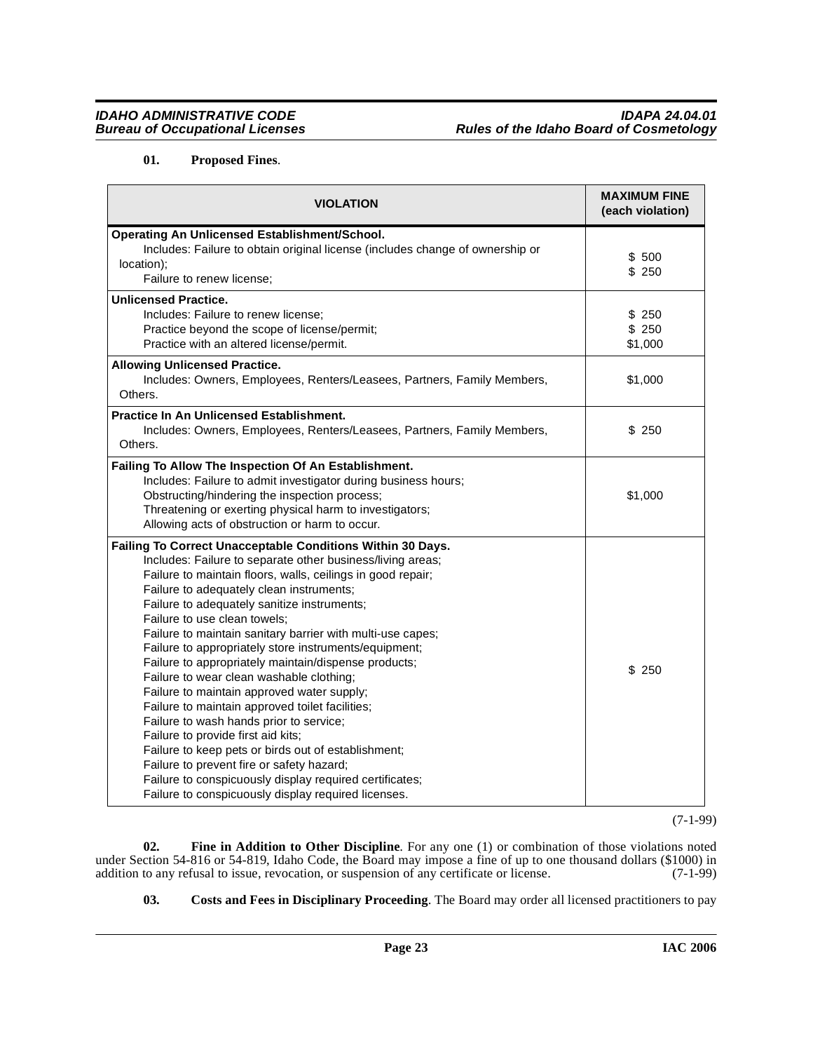**01. Proposed Fines**.

| VIOLATION | MAXIMUM FINE (each violation) |
|---|---|
| **Operating An Unlicensed Establishment/School.**<br>Includes: Failure to obtain original license (includes change of ownership or location);<br>Failure to renew license; | $ 500<br>$ 250 |
| **Unlicensed Practice.**<br>Includes: Failure to renew license;<br>Practice beyond the scope of license/permit;<br>Practice with an altered license/permit. | $ 250<br>$ 250<br>$1,000 |
| **Allowing Unlicensed Practice.**<br>Includes: Owners, Employees, Renters/Leasees, Partners, Family Members, Others. | $1,000 |
| **Practice In An Unlicensed Establishment.**<br>Includes: Owners, Employees, Renters/Leasees, Partners, Family Members, Others. | $ 250 |
| **Failing To Allow The Inspection Of An Establishment.**<br>Includes: Failure to admit investigator during business hours;<br>Obstructing/hindering the inspection process;<br>Threatening or exerting physical harm to investigators;<br>Allowing acts of obstruction or harm to occur. | $1,000 |
| **Failing To Correct Unacceptable Conditions Within 30 Days.**<br>Includes: Failure to separate other business/living areas;<br>Failure to maintain floors, walls, ceilings in good repair;<br>Failure to adequately clean instruments;<br>Failure to adequately sanitize instruments;<br>Failure to use clean towels;<br>Failure to maintain sanitary barrier with multi-use capes;<br>Failure to appropriately store instruments/equipment;<br>Failure to appropriately maintain/dispense products;<br>Failure to wear clean washable clothing;<br>Failure to maintain approved water supply;<br>Failure to maintain approved toilet facilities;<br>Failure to wash hands prior to service;<br>Failure to provide first aid kits;<br>Failure to keep pets or birds out of establishment;<br>Failure to prevent fire or safety hazard;<br>Failure to conspicuously display required certificates;<br>Failure to conspicuously display required licenses. | $ 250 |

(7-1-99)

**02. Fine in Addition to Other Discipline**. For any one (1) or combination of those violations noted under Section 54-816 or 54-819, Idaho Code, the Board may impose a fine of up to one thousand dollars ($1000) in addition to any refusal to issue, revocation, or suspension of any certificate or license. (7-1-99)

**03. Costs and Fees in Disciplinary Proceeding**. The Board may order all licensed practitioners to pay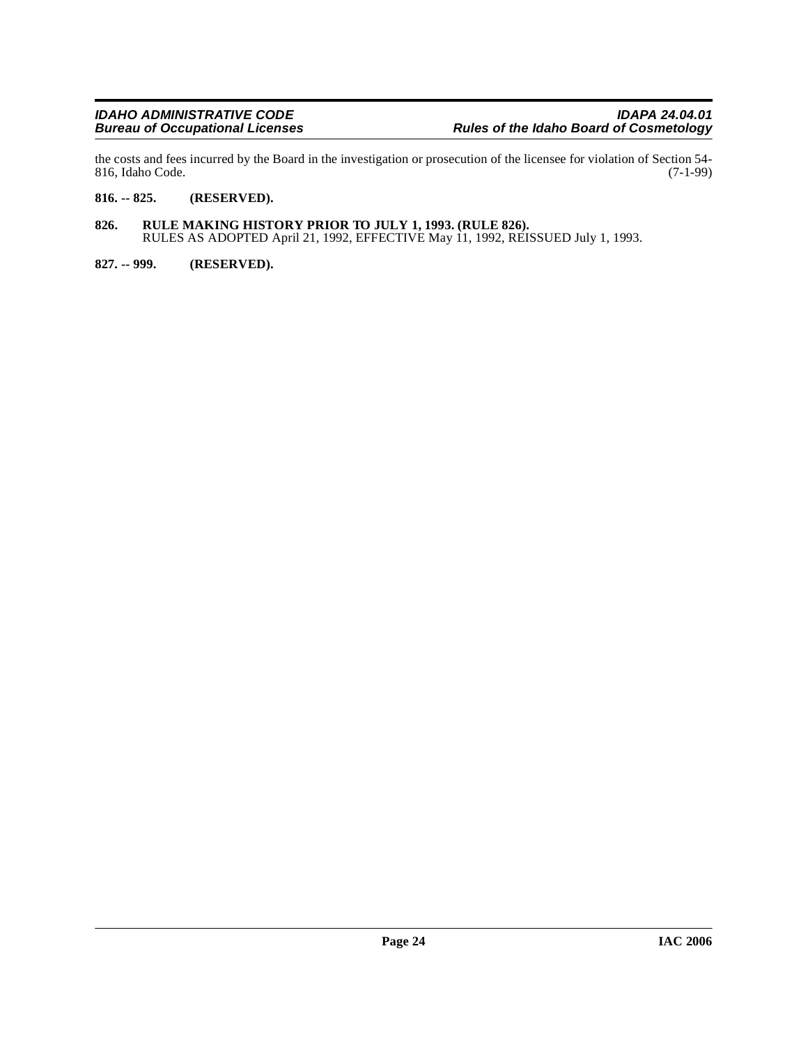the costs and fees incurred by the Board in the investigation or prosecution of the licensee for violation of Section 54-816, Idaho Code. (7-1-99)

**816. -- 825. (RESERVED).**

**826. RULE MAKING HISTORY PRIOR TO JULY 1, 1993. (RULE 826).**
RULES AS ADOPTED April 21, 1992, EFFECTIVE May 11, 1992, REISSUED July 1, 1993.

**827. -- 999. (RESERVED).**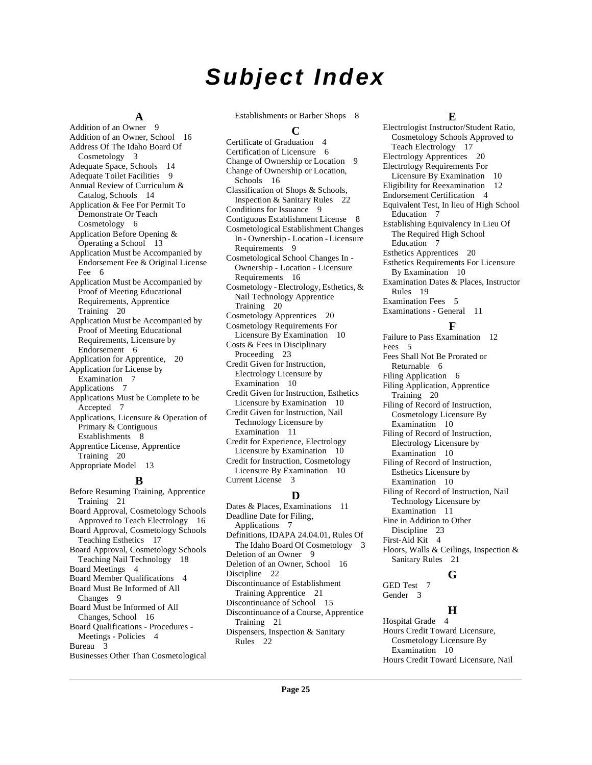# Subject Index

## A

Addition of an Owner 9
Addition of an Owner, School 16
Address Of The Idaho Board Of Cosmetology 3
Adequate Space, Schools 14
Adequate Toilet Facilities 9
Annual Review of Curriculum & Catalog, Schools 14
Application & Fee For Permit To Demonstrate Or Teach Cosmetology 6
Application Before Opening & Operating a School 13
Application Must be Accompanied by Endorsement Fee & Original License Fee 6
Application Must be Accompanied by Proof of Meeting Educational Requirements, Apprentice Training 20
Application Must be Accompanied by Proof of Meeting Educational Requirements, Licensure by Endorsement 6
Application for Apprentice, 20
Application for License by Examination 7
Applications 7
Applications Must be Complete to be Accepted 7
Applications, Licensure & Operation of Primary & Contiguous Establishments 8
Apprentice License, Apprentice Training 20
Appropriate Model 13

## B

Before Resuming Training, Apprentice Training 21
Board Approval, Cosmetology Schools Approved to Teach Electrology 16
Board Approval, Cosmetology Schools Teaching Esthetics 17
Board Approval, Cosmetology Schools Teaching Nail Technology 18
Board Meetings 4
Board Member Qualifications 4
Board Must Be Informed of All Changes 9
Board Must be Informed of All Changes, School 16
Board Qualifications - Procedures - Meetings - Policies 4
Bureau 3
Businesses Other Than Cosmetological Establishments or Barber Shops 8

## C

Certificate of Graduation 4
Certification of Licensure 6
Change of Ownership or Location 9
Change of Ownership or Location, Schools 16
Classification of Shops & Schools, Inspection & Sanitary Rules 22
Conditions for Issuance 9
Contiguous Establishment License 8
Cosmetological Establishment Changes In - Ownership - Location - Licensure Requirements 9
Cosmetological School Changes In - Ownership - Location - Licensure Requirements 16
Cosmetology - Electrology, Esthetics, & Nail Technology Apprentice Training 20
Cosmetology Apprentices 20
Cosmetology Requirements For Licensure By Examination 10
Costs & Fees in Disciplinary Proceeding 23
Credit Given for Instruction, Electrology Licensure by Examination 10
Credit Given for Instruction, Esthetics Licensure by Examination 10
Credit Given for Instruction, Nail Technology Licensure by Examination 11
Credit for Experience, Electrology Licensure by Examination 10
Credit for Instruction, Cosmetology Licensure By Examination 10
Current License 3

## D

Dates & Places, Examinations 11
Deadline Date for Filing, Applications 7
Definitions, IDAPA 24.04.01, Rules Of The Idaho Board Of Cosmetology 3
Deletion of an Owner 9
Deletion of an Owner, School 16
Discipline 22
Discontinuance of Establishment Training Apprentice 21
Discontinuance of School 15
Discontinuance of a Course, Apprentice Training 21
Dispensers, Inspection & Sanitary Rules 22

## E

Electrologist Instructor/Student Ratio, Cosmetology Schools Approved to Teach Electrology 17
Electrology Apprentices 20
Electrology Requirements For Licensure By Examination 10
Eligibility for Reexamination 12
Endorsement Certification 4
Equivalent Test, In lieu of High School Education 7
Establishing Equivalency In Lieu Of The Required High School Education 7
Esthetics Apprentices 20
Esthetics Requirements For Licensure By Examination 10
Examination Dates & Places, Instructor Rules 19
Examination Fees 5
Examinations - General 11

## F

Failure to Pass Examination 12
Fees 5
Fees Shall Not Be Prorated or Returnable 6
Filing Application 6
Filing Application, Apprentice Training 20
Filing of Record of Instruction, Cosmetology Licensure By Examination 10
Filing of Record of Instruction, Electrology Licensure by Examination 10
Filing of Record of Instruction, Esthetics Licensure by Examination 10
Filing of Record of Instruction, Nail Technology Licensure by Examination 11
Fine in Addition to Other Discipline 23
First-Aid Kit 4
Floors, Walls & Ceilings, Inspection & Sanitary Rules 21

## G

GED Test 7
Gender 3

## H

Hospital Grade 4
Hours Credit Toward Licensure, Cosmetology Licensure By Examination 10
Hours Credit Toward Licensure, Nail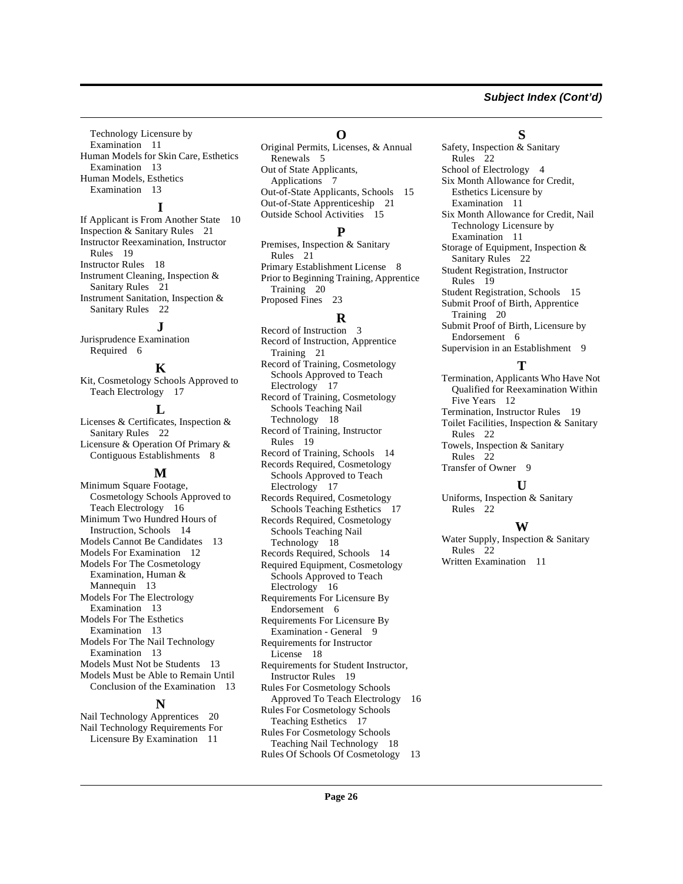Technology Licensure by Examination 11
Human Models for Skin Care, Esthetics Examination 13
Human Models, Esthetics Examination 13

## I

If Applicant is From Another State 10
Inspection & Sanitary Rules 21
Instructor Reexamination, Instructor Rules 19
Instructor Rules 18
Instrument Cleaning, Inspection & Sanitary Rules 21
Instrument Sanitation, Inspection & Sanitary Rules 22

## J

Jurisprudence Examination Required 6

## K

Kit, Cosmetology Schools Approved to Teach Electrology 17

## L

Licenses & Certificates, Inspection & Sanitary Rules 22
Licensure & Operation Of Primary & Contiguous Establishments 8

## M

Minimum Square Footage, Cosmetology Schools Approved to Teach Electrology 16
Minimum Two Hundred Hours of Instruction, Schools 14
Models Cannot Be Candidates 13
Models For Examination 12
Models For The Cosmetology Examination, Human & Mannequin 13
Models For The Electrology Examination 13
Models For The Esthetics Examination 13
Models For The Nail Technology Examination 13
Models Must Not be Students 13
Models Must be Able to Remain Until Conclusion of the Examination 13

## N

Nail Technology Apprentices 20
Nail Technology Requirements For Licensure By Examination 11

## O

Original Permits, Licenses, & Annual Renewals 5
Out of State Applicants, Applications 7
Out-of-State Applicants, Schools 15
Out-of-State Apprenticeship 21
Outside School Activities 15

## P

Premises, Inspection & Sanitary Rules 21
Primary Establishment License 8
Prior to Beginning Training, Apprentice Training 20
Proposed Fines 23

## R

Record of Instruction 3
Record of Instruction, Apprentice Training 21
Record of Training, Cosmetology Schools Approved to Teach Electrology 17
Record of Training, Cosmetology Schools Teaching Nail Technology 18
Record of Training, Instructor Rules 19
Record of Training, Schools 14
Records Required, Cosmetology Schools Approved to Teach Electrology 17
Records Required, Cosmetology Schools Teaching Esthetics 17
Records Required, Cosmetology Schools Teaching Nail Technology 18
Records Required, Schools 14
Required Equipment, Cosmetology Schools Approved to Teach Electrology 16
Requirements For Licensure By Endorsement 6
Requirements For Licensure By Examination - General 9
Requirements for Instructor License 18
Requirements for Student Instructor, Instructor Rules 19
Rules For Cosmetology Schools Approved To Teach Electrology 16
Rules For Cosmetology Schools Teaching Esthetics 17
Rules For Cosmetology Schools Teaching Nail Technology 18
Rules Of Schools Of Cosmetology 13

## S

Safety, Inspection & Sanitary Rules 22
School of Electrology 4
Six Month Allowance for Credit, Esthetics Licensure by Examination 11
Six Month Allowance for Credit, Nail Technology Licensure by Examination 11
Storage of Equipment, Inspection & Sanitary Rules 22
Student Registration, Instructor Rules 19
Student Registration, Schools 15
Submit Proof of Birth, Apprentice Training 20
Submit Proof of Birth, Licensure by Endorsement 6
Supervision in an Establishment 9

## T

Termination, Applicants Who Have Not Qualified for Reexamination Within Five Years 12
Termination, Instructor Rules 19
Toilet Facilities, Inspection & Sanitary Rules 22
Towels, Inspection & Sanitary Rules 22
Transfer of Owner 9

## U

Uniforms, Inspection & Sanitary Rules 22

## W

Water Supply, Inspection & Sanitary Rules 22
Written Examination 11